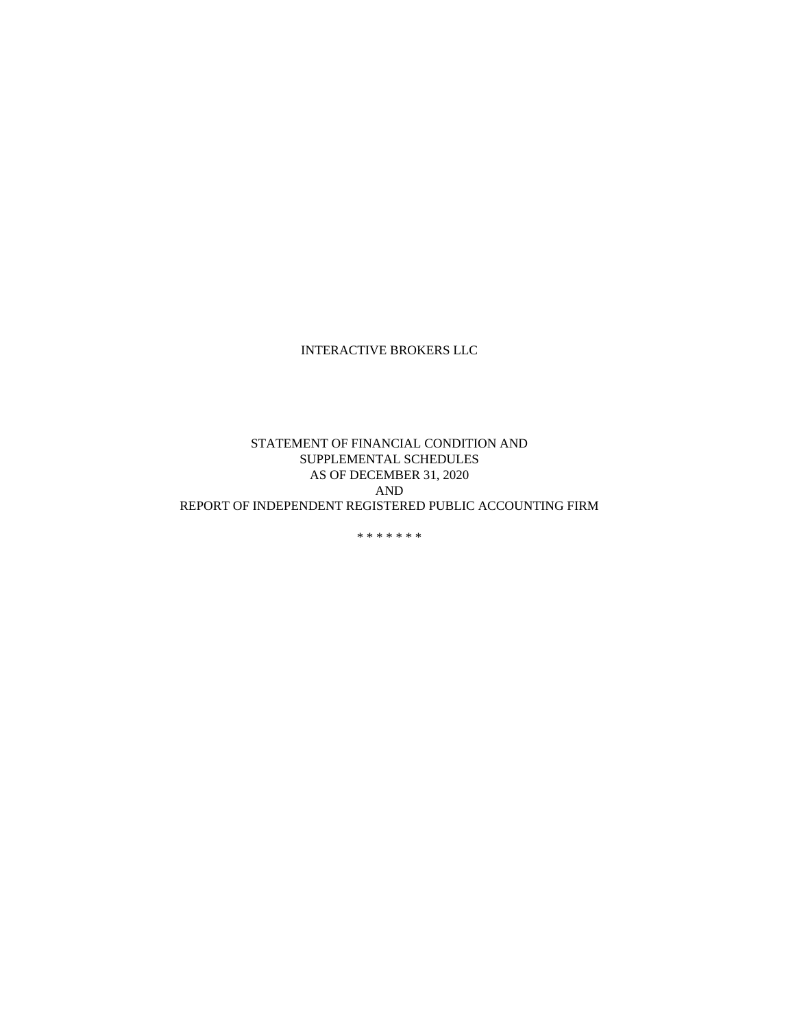# INTERACTIVE BROKERS LLC

STATEMENT OF FINANCIAL CONDITION AND
SUPPLEMENTAL SCHEDULES
AS OF DECEMBER 31, 2020
AND
REPORT OF INDEPENDENT REGISTERED PUBLIC ACCOUNTING FIRM

* * * * * * *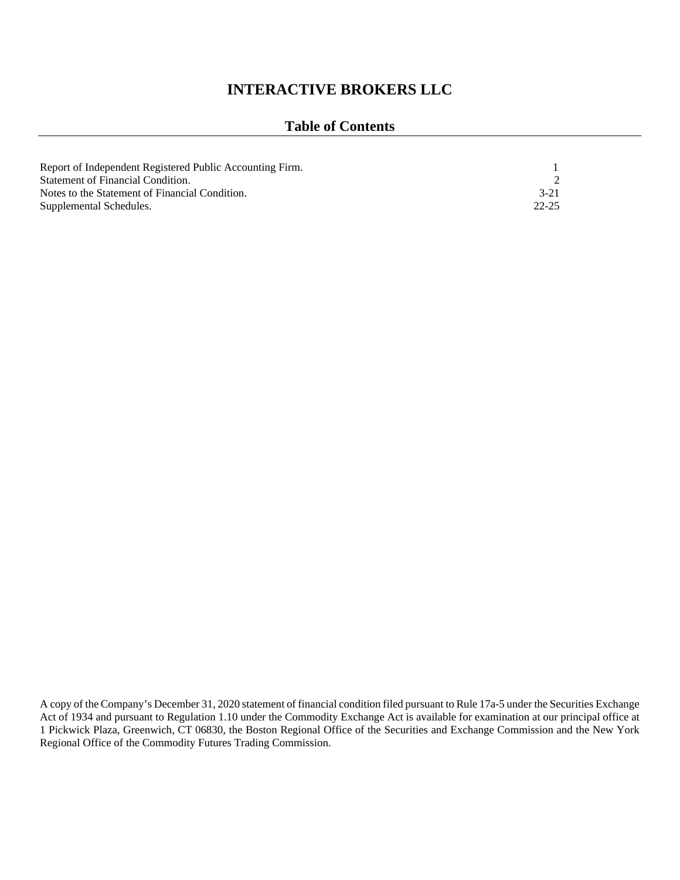# INTERACTIVE BROKERS LLC

## Table of Contents

| | |
|---|---|
| Report of Independent Registered Public Accounting Firm. | 1 |
| Statement of Financial Condition. | 2 |
| Notes to the Statement of Financial Condition. | 3-21 |
| Supplemental Schedules. | 22-25 |

A copy of the Company's December 31, 2020 statement of financial condition filed pursuant to Rule 17a-5 under the Securities Exchange Act of 1934 and pursuant to Regulation 1.10 under the Commodity Exchange Act is available for examination at our principal office at 1 Pickwick Plaza, Greenwich, CT 06830, the Boston Regional Office of the Securities and Exchange Commission and the New York Regional Office of the Commodity Futures Trading Commission.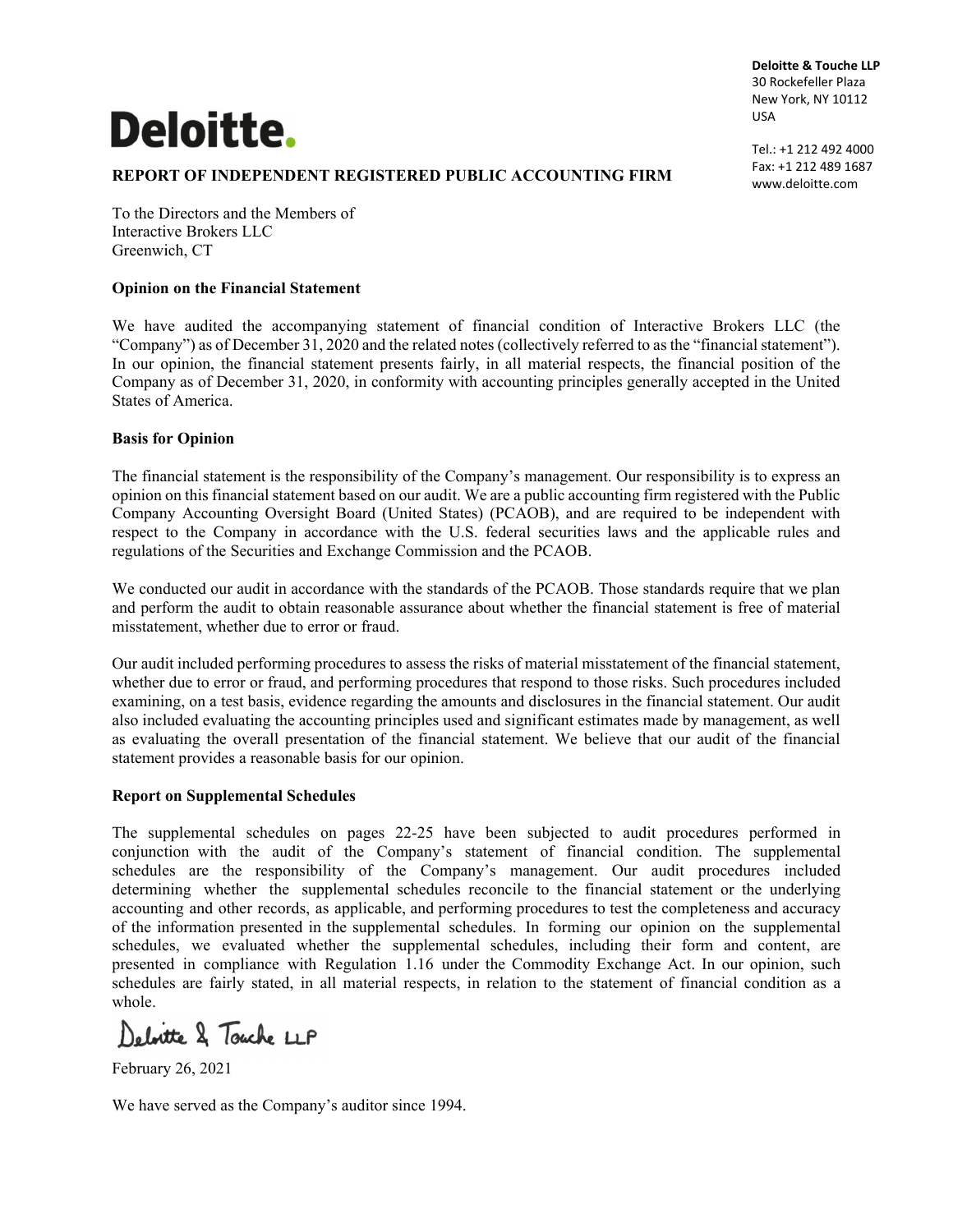**Deloitte.**

**Deloitte & Touche LLP**
30 Rockefeller Plaza
New York, NY 10112
USA

Tel.: +1 212 492 4000
Fax: +1 212 489 1687
www.deloitte.com

# REPORT OF INDEPENDENT REGISTERED PUBLIC ACCOUNTING FIRM

To the Directors and the Members of
Interactive Brokers LLC
Greenwich, CT

## Opinion on the Financial Statement

We have audited the accompanying statement of financial condition of Interactive Brokers LLC (the "Company") as of December 31, 2020 and the related notes (collectively referred to as the "financial statement"). In our opinion, the financial statement presents fairly, in all material respects, the financial position of the Company as of December 31, 2020, in conformity with accounting principles generally accepted in the United States of America.

## Basis for Opinion

The financial statement is the responsibility of the Company's management. Our responsibility is to express an opinion on this financial statement based on our audit. We are a public accounting firm registered with the Public Company Accounting Oversight Board (United States) (PCAOB), and are required to be independent with respect to the Company in accordance with the U.S. federal securities laws and the applicable rules and regulations of the Securities and Exchange Commission and the PCAOB.

We conducted our audit in accordance with the standards of the PCAOB. Those standards require that we plan and perform the audit to obtain reasonable assurance about whether the financial statement is free of material misstatement, whether due to error or fraud.

Our audit included performing procedures to assess the risks of material misstatement of the financial statement, whether due to error or fraud, and performing procedures that respond to those risks. Such procedures included examining, on a test basis, evidence regarding the amounts and disclosures in the financial statement. Our audit also included evaluating the accounting principles used and significant estimates made by management, as well as evaluating the overall presentation of the financial statement. We believe that our audit of the financial statement provides a reasonable basis for our opinion.

## Report on Supplemental Schedules

The supplemental schedules on pages 22-25 have been subjected to audit procedures performed in conjunction with the audit of the Company's statement of financial condition. The supplemental schedules are the responsibility of the Company's management. Our audit procedures included determining whether the supplemental schedules reconcile to the financial statement or the underlying accounting and other records, as applicable, and performing procedures to test the completeness and accuracy of the information presented in the supplemental schedules. In forming our opinion on the supplemental schedules, we evaluated whether the supplemental schedules, including their form and content, are presented in compliance with Regulation 1.16 under the Commodity Exchange Act. In our opinion, such schedules are fairly stated, in all material respects, in relation to the statement of financial condition as a whole.

Deloitte & Touche LLP

February 26, 2021

We have served as the Company's auditor since 1994.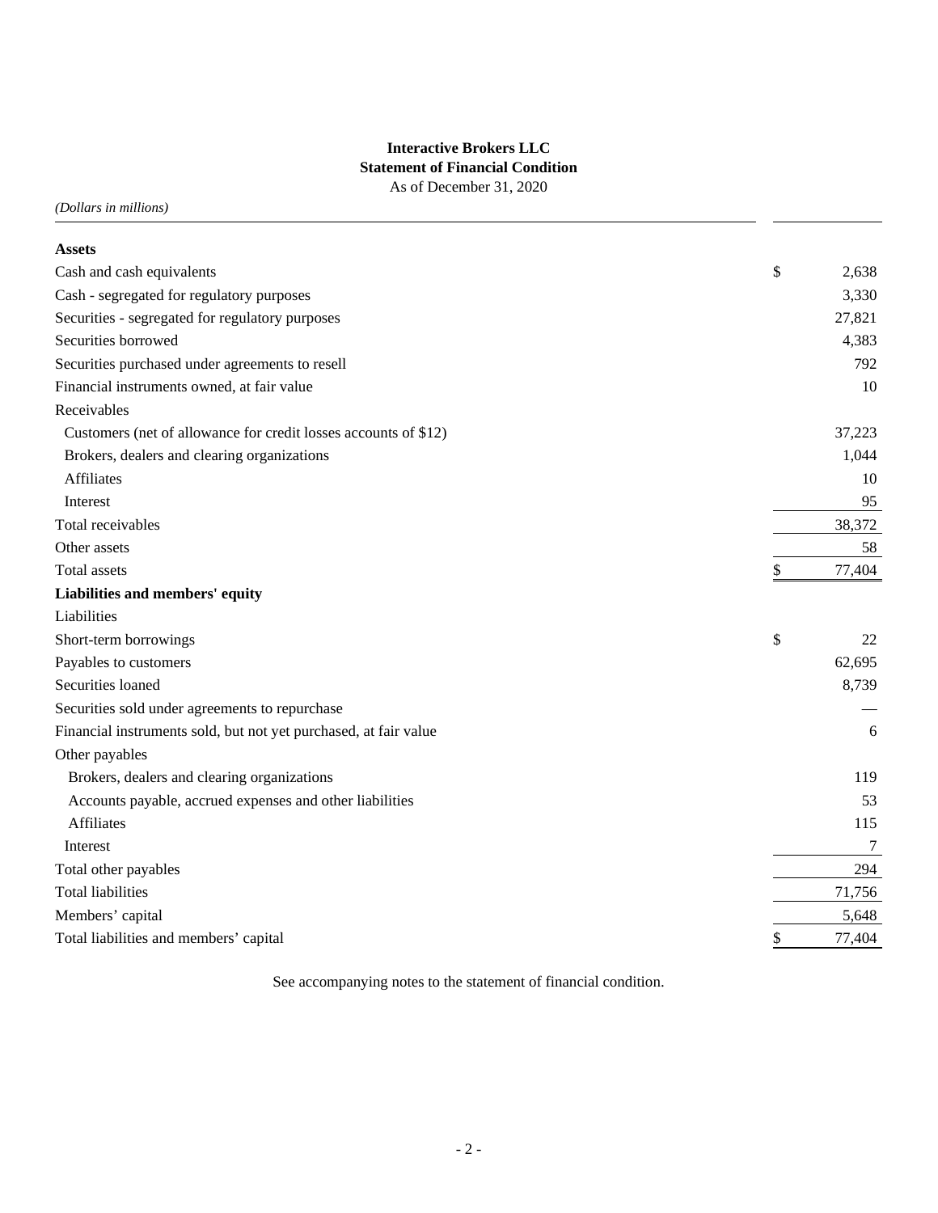**Interactive Brokers LLC**
**Statement of Financial Condition**
As of December 31, 2020

*(Dollars in millions)*

| | |
|---|---|
| **Assets** | |
| Cash and cash equivalents | $ 2,638 |
| Cash - segregated for regulatory purposes | 3,330 |
| Securities - segregated for regulatory purposes | 27,821 |
| Securities borrowed | 4,383 |
| Securities purchased under agreements to resell | 792 |
| Financial instruments owned, at fair value | 10 |
| Receivables | |
| Customers (net of allowance for credit losses accounts of $12) | 37,223 |
| Brokers, dealers and clearing organizations | 1,044 |
| Affiliates | 10 |
| Interest | 95 |
| Total receivables | 38,372 |
| Other assets | 58 |
| Total assets | $ 77,404 |
| **Liabilities and members' equity** | |
| Liabilities | |
| Short-term borrowings | $ 22 |
| Payables to customers | 62,695 |
| Securities loaned | 8,739 |
| Securities sold under agreements to repurchase | — |
| Financial instruments sold, but not yet purchased, at fair value | 6 |
| Other payables | |
| Brokers, dealers and clearing organizations | 119 |
| Accounts payable, accrued expenses and other liabilities | 53 |
| Affiliates | 115 |
| Interest | 7 |
| Total other payables | 294 |
| Total liabilities | 71,756 |
| Members' capital | 5,648 |
| Total liabilities and members' capital | $ 77,404 |

See accompanying notes to the statement of financial condition.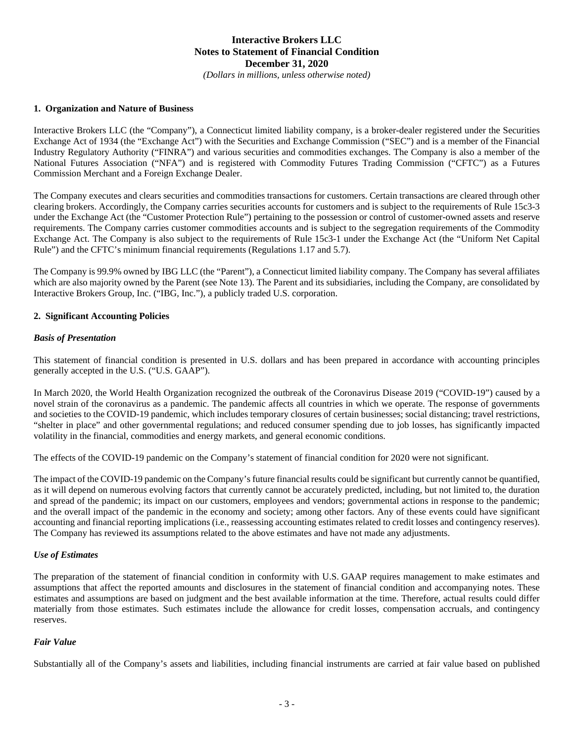# Interactive Brokers LLC
## Notes to Statement of Financial Condition
## December 31, 2020
*(Dollars in millions, unless otherwise noted)*

### 1. Organization and Nature of Business

Interactive Brokers LLC (the "Company"), a Connecticut limited liability company, is a broker-dealer registered under the Securities Exchange Act of 1934 (the "Exchange Act") with the Securities and Exchange Commission ("SEC") and is a member of the Financial Industry Regulatory Authority ("FINRA") and various securities and commodities exchanges. The Company is also a member of the National Futures Association ("NFA") and is registered with Commodity Futures Trading Commission ("CFTC") as a Futures Commission Merchant and a Foreign Exchange Dealer.

The Company executes and clears securities and commodities transactions for customers. Certain transactions are cleared through other clearing brokers. Accordingly, the Company carries securities accounts for customers and is subject to the requirements of Rule 15c3-3 under the Exchange Act (the "Customer Protection Rule") pertaining to the possession or control of customer-owned assets and reserve requirements. The Company carries customer commodities accounts and is subject to the segregation requirements of the Commodity Exchange Act. The Company is also subject to the requirements of Rule 15c3-1 under the Exchange Act (the "Uniform Net Capital Rule") and the CFTC's minimum financial requirements (Regulations 1.17 and 5.7).

The Company is 99.9% owned by IBG LLC (the "Parent"), a Connecticut limited liability company. The Company has several affiliates which are also majority owned by the Parent (see Note 13). The Parent and its subsidiaries, including the Company, are consolidated by Interactive Brokers Group, Inc. ("IBG, Inc."), a publicly traded U.S. corporation.

### 2. Significant Accounting Policies

***Basis of Presentation***

This statement of financial condition is presented in U.S. dollars and has been prepared in accordance with accounting principles generally accepted in the U.S. ("U.S. GAAP").

In March 2020, the World Health Organization recognized the outbreak of the Coronavirus Disease 2019 ("COVID-19") caused by a novel strain of the coronavirus as a pandemic. The pandemic affects all countries in which we operate. The response of governments and societies to the COVID-19 pandemic, which includes temporary closures of certain businesses; social distancing; travel restrictions, "shelter in place" and other governmental regulations; and reduced consumer spending due to job losses, has significantly impacted volatility in the financial, commodities and energy markets, and general economic conditions.

The effects of the COVID-19 pandemic on the Company's statement of financial condition for 2020 were not significant.

The impact of the COVID-19 pandemic on the Company's future financial results could be significant but currently cannot be quantified, as it will depend on numerous evolving factors that currently cannot be accurately predicted, including, but not limited to, the duration and spread of the pandemic; its impact on our customers, employees and vendors; governmental actions in response to the pandemic; and the overall impact of the pandemic in the economy and society; among other factors. Any of these events could have significant accounting and financial reporting implications (i.e., reassessing accounting estimates related to credit losses and contingency reserves). The Company has reviewed its assumptions related to the above estimates and have not made any adjustments.

***Use of Estimates***

The preparation of the statement of financial condition in conformity with U.S. GAAP requires management to make estimates and assumptions that affect the reported amounts and disclosures in the statement of financial condition and accompanying notes. These estimates and assumptions are based on judgment and the best available information at the time. Therefore, actual results could differ materially from those estimates. Such estimates include the allowance for credit losses, compensation accruals, and contingency reserves.

***Fair Value***

Substantially all of the Company's assets and liabilities, including financial instruments are carried at fair value based on published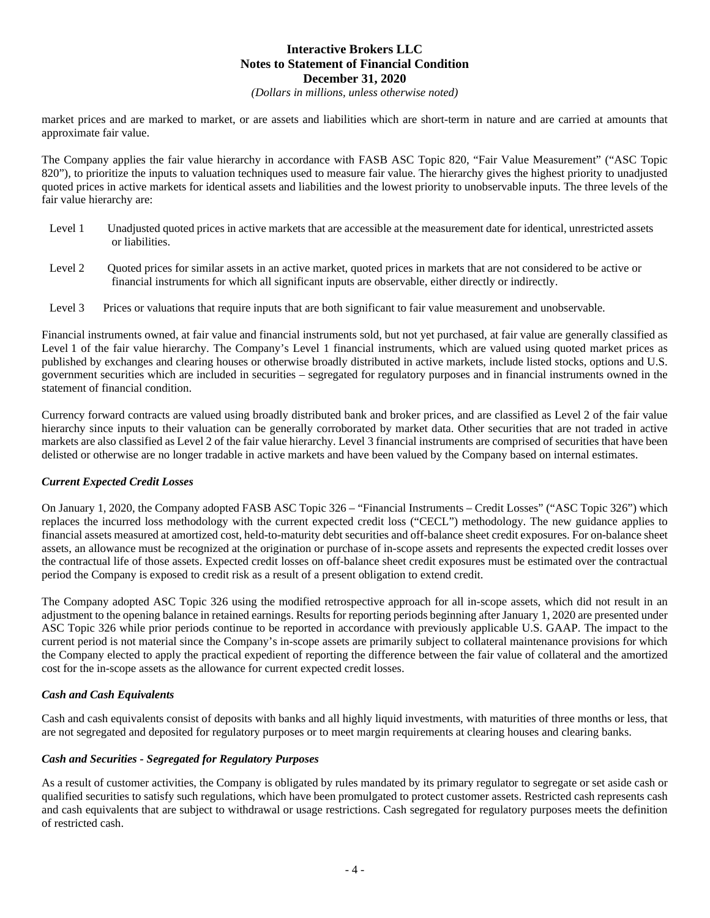market prices and are marked to market, or are assets and liabilities which are short-term in nature and are carried at amounts that approximate fair value.

The Company applies the fair value hierarchy in accordance with FASB ASC Topic 820, "Fair Value Measurement" ("ASC Topic 820"), to prioritize the inputs to valuation techniques used to measure fair value. The hierarchy gives the highest priority to unadjusted quoted prices in active markets for identical assets and liabilities and the lowest priority to unobservable inputs. The three levels of the fair value hierarchy are:

- Level 1 Unadjusted quoted prices in active markets that are accessible at the measurement date for identical, unrestricted assets or liabilities.
- Level 2 Quoted prices for similar assets in an active market, quoted prices in markets that are not considered to be active or financial instruments for which all significant inputs are observable, either directly or indirectly.
- Level 3 Prices or valuations that require inputs that are both significant to fair value measurement and unobservable.

Financial instruments owned, at fair value and financial instruments sold, but not yet purchased, at fair value are generally classified as Level 1 of the fair value hierarchy. The Company's Level 1 financial instruments, which are valued using quoted market prices as published by exchanges and clearing houses or otherwise broadly distributed in active markets, include listed stocks, options and U.S. government securities which are included in securities – segregated for regulatory purposes and in financial instruments owned in the statement of financial condition.

Currency forward contracts are valued using broadly distributed bank and broker prices, and are classified as Level 2 of the fair value hierarchy since inputs to their valuation can be generally corroborated by market data. Other securities that are not traded in active markets are also classified as Level 2 of the fair value hierarchy. Level 3 financial instruments are comprised of securities that have been delisted or otherwise are no longer tradable in active markets and have been valued by the Company based on internal estimates.

### *Current Expected Credit Losses*

On January 1, 2020, the Company adopted FASB ASC Topic 326 – "Financial Instruments – Credit Losses" ("ASC Topic 326") which replaces the incurred loss methodology with the current expected credit loss ("CECL") methodology. The new guidance applies to financial assets measured at amortized cost, held-to-maturity debt securities and off-balance sheet credit exposures. For on-balance sheet assets, an allowance must be recognized at the origination or purchase of in-scope assets and represents the expected credit losses over the contractual life of those assets. Expected credit losses on off-balance sheet credit exposures must be estimated over the contractual period the Company is exposed to credit risk as a result of a present obligation to extend credit.

The Company adopted ASC Topic 326 using the modified retrospective approach for all in-scope assets, which did not result in an adjustment to the opening balance in retained earnings. Results for reporting periods beginning after January 1, 2020 are presented under ASC Topic 326 while prior periods continue to be reported in accordance with previously applicable U.S. GAAP. The impact to the current period is not material since the Company's in-scope assets are primarily subject to collateral maintenance provisions for which the Company elected to apply the practical expedient of reporting the difference between the fair value of collateral and the amortized cost for the in-scope assets as the allowance for current expected credit losses.

### *Cash and Cash Equivalents*

Cash and cash equivalents consist of deposits with banks and all highly liquid investments, with maturities of three months or less, that are not segregated and deposited for regulatory purposes or to meet margin requirements at clearing houses and clearing banks.

### *Cash and Securities - Segregated for Regulatory Purposes*

As a result of customer activities, the Company is obligated by rules mandated by its primary regulator to segregate or set aside cash or qualified securities to satisfy such regulations, which have been promulgated to protect customer assets. Restricted cash represents cash and cash equivalents that are subject to withdrawal or usage restrictions. Cash segregated for regulatory purposes meets the definition of restricted cash.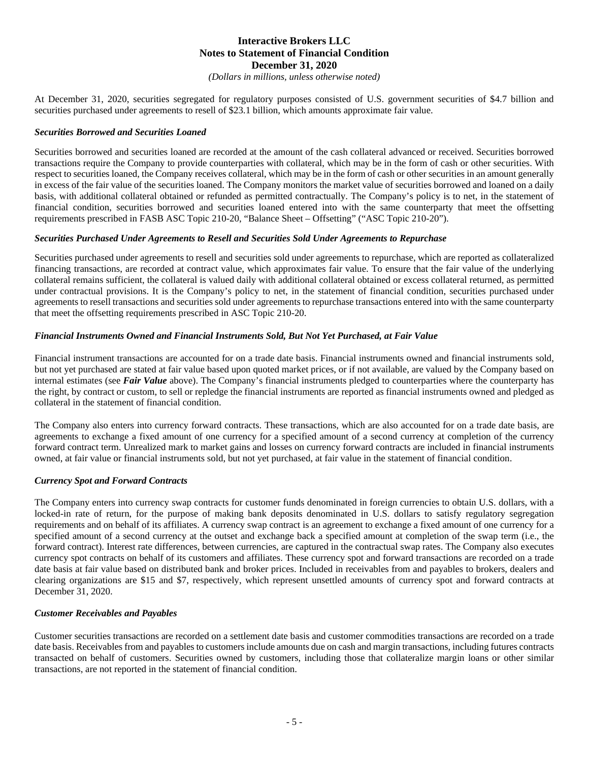At December 31, 2020, securities segregated for regulatory purposes consisted of U.S. government securities of $4.7 billion and securities purchased under agreements to resell of $23.1 billion, which amounts approximate fair value.

***Securities Borrowed and Securities Loaned***

Securities borrowed and securities loaned are recorded at the amount of the cash collateral advanced or received. Securities borrowed transactions require the Company to provide counterparties with collateral, which may be in the form of cash or other securities. With respect to securities loaned, the Company receives collateral, which may be in the form of cash or other securities in an amount generally in excess of the fair value of the securities loaned. The Company monitors the market value of securities borrowed and loaned on a daily basis, with additional collateral obtained or refunded as permitted contractually. The Company's policy is to net, in the statement of financial condition, securities borrowed and securities loaned entered into with the same counterparty that meet the offsetting requirements prescribed in FASB ASC Topic 210-20, "Balance Sheet – Offsetting" ("ASC Topic 210-20").

***Securities Purchased Under Agreements to Resell and Securities Sold Under Agreements to Repurchase***

Securities purchased under agreements to resell and securities sold under agreements to repurchase, which are reported as collateralized financing transactions, are recorded at contract value, which approximates fair value. To ensure that the fair value of the underlying collateral remains sufficient, the collateral is valued daily with additional collateral obtained or excess collateral returned, as permitted under contractual provisions. It is the Company's policy to net, in the statement of financial condition, securities purchased under agreements to resell transactions and securities sold under agreements to repurchase transactions entered into with the same counterparty that meet the offsetting requirements prescribed in ASC Topic 210-20.

***Financial Instruments Owned and Financial Instruments Sold, But Not Yet Purchased, at Fair Value***

Financial instrument transactions are accounted for on a trade date basis. Financial instruments owned and financial instruments sold, but not yet purchased are stated at fair value based upon quoted market prices, or if not available, are valued by the Company based on internal estimates (see ***Fair Value*** above). The Company's financial instruments pledged to counterparties where the counterparty has the right, by contract or custom, to sell or repledge the financial instruments are reported as financial instruments owned and pledged as collateral in the statement of financial condition.

The Company also enters into currency forward contracts. These transactions, which are also accounted for on a trade date basis, are agreements to exchange a fixed amount of one currency for a specified amount of a second currency at completion of the currency forward contract term. Unrealized mark to market gains and losses on currency forward contracts are included in financial instruments owned, at fair value or financial instruments sold, but not yet purchased, at fair value in the statement of financial condition.

***Currency Spot and Forward Contracts***

The Company enters into currency swap contracts for customer funds denominated in foreign currencies to obtain U.S. dollars, with a locked-in rate of return, for the purpose of making bank deposits denominated in U.S. dollars to satisfy regulatory segregation requirements and on behalf of its affiliates. A currency swap contract is an agreement to exchange a fixed amount of one currency for a specified amount of a second currency at the outset and exchange back a specified amount at completion of the swap term (i.e., the forward contract). Interest rate differences, between currencies, are captured in the contractual swap rates. The Company also executes currency spot contracts on behalf of its customers and affiliates. These currency spot and forward transactions are recorded on a trade date basis at fair value based on distributed bank and broker prices. Included in receivables from and payables to brokers, dealers and clearing organizations are $15 and $7, respectively, which represent unsettled amounts of currency spot and forward contracts at December 31, 2020.

***Customer Receivables and Payables***

Customer securities transactions are recorded on a settlement date basis and customer commodities transactions are recorded on a trade date basis. Receivables from and payables to customers include amounts due on cash and margin transactions, including futures contracts transacted on behalf of customers. Securities owned by customers, including those that collateralize margin loans or other similar transactions, are not reported in the statement of financial condition.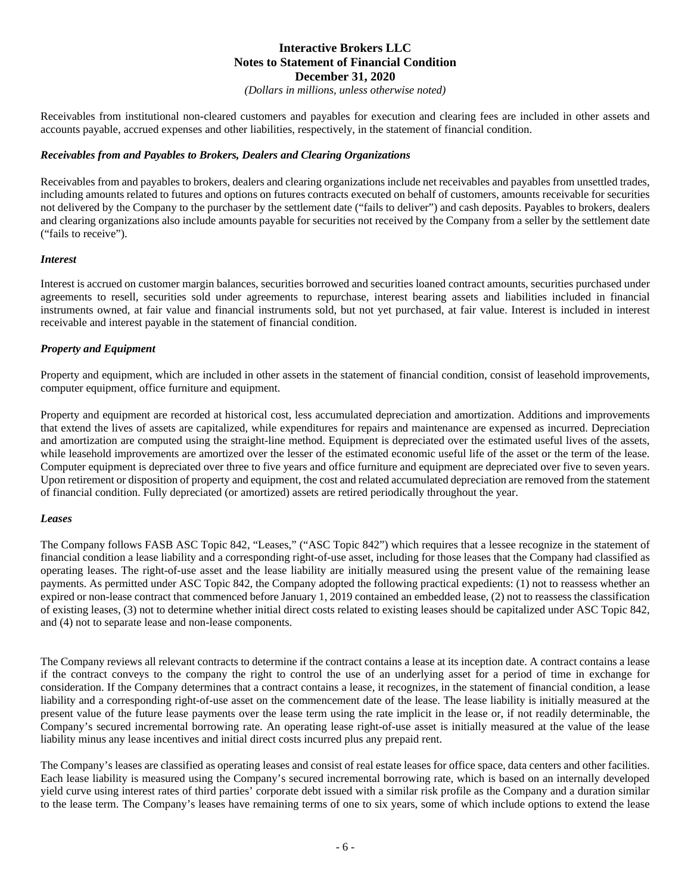Receivables from institutional non-cleared customers and payables for execution and clearing fees are included in other assets and accounts payable, accrued expenses and other liabilities, respectively, in the statement of financial condition.

***Receivables from and Payables to Brokers, Dealers and Clearing Organizations***

Receivables from and payables to brokers, dealers and clearing organizations include net receivables and payables from unsettled trades, including amounts related to futures and options on futures contracts executed on behalf of customers, amounts receivable for securities not delivered by the Company to the purchaser by the settlement date ("fails to deliver") and cash deposits. Payables to brokers, dealers and clearing organizations also include amounts payable for securities not received by the Company from a seller by the settlement date ("fails to receive").

***Interest***

Interest is accrued on customer margin balances, securities borrowed and securities loaned contract amounts, securities purchased under agreements to resell, securities sold under agreements to repurchase, interest bearing assets and liabilities included in financial instruments owned, at fair value and financial instruments sold, but not yet purchased, at fair value. Interest is included in interest receivable and interest payable in the statement of financial condition.

***Property and Equipment***

Property and equipment, which are included in other assets in the statement of financial condition, consist of leasehold improvements, computer equipment, office furniture and equipment.

Property and equipment are recorded at historical cost, less accumulated depreciation and amortization. Additions and improvements that extend the lives of assets are capitalized, while expenditures for repairs and maintenance are expensed as incurred. Depreciation and amortization are computed using the straight-line method. Equipment is depreciated over the estimated useful lives of the assets, while leasehold improvements are amortized over the lesser of the estimated economic useful life of the asset or the term of the lease. Computer equipment is depreciated over three to five years and office furniture and equipment are depreciated over five to seven years. Upon retirement or disposition of property and equipment, the cost and related accumulated depreciation are removed from the statement of financial condition. Fully depreciated (or amortized) assets are retired periodically throughout the year.

***Leases***

The Company follows FASB ASC Topic 842, "Leases," ("ASC Topic 842") which requires that a lessee recognize in the statement of financial condition a lease liability and a corresponding right-of-use asset, including for those leases that the Company had classified as operating leases. The right-of-use asset and the lease liability are initially measured using the present value of the remaining lease payments. As permitted under ASC Topic 842, the Company adopted the following practical expedients: (1) not to reassess whether an expired or non-lease contract that commenced before January 1, 2019 contained an embedded lease, (2) not to reassess the classification of existing leases, (3) not to determine whether initial direct costs related to existing leases should be capitalized under ASC Topic 842, and (4) not to separate lease and non-lease components.

The Company reviews all relevant contracts to determine if the contract contains a lease at its inception date. A contract contains a lease if the contract conveys to the company the right to control the use of an underlying asset for a period of time in exchange for consideration. If the Company determines that a contract contains a lease, it recognizes, in the statement of financial condition, a lease liability and a corresponding right-of-use asset on the commencement date of the lease. The lease liability is initially measured at the present value of the future lease payments over the lease term using the rate implicit in the lease or, if not readily determinable, the Company's secured incremental borrowing rate. An operating lease right-of-use asset is initially measured at the value of the lease liability minus any lease incentives and initial direct costs incurred plus any prepaid rent.

The Company's leases are classified as operating leases and consist of real estate leases for office space, data centers and other facilities. Each lease liability is measured using the Company's secured incremental borrowing rate, which is based on an internally developed yield curve using interest rates of third parties' corporate debt issued with a similar risk profile as the Company and a duration similar to the lease term. The Company's leases have remaining terms of one to six years, some of which include options to extend the lease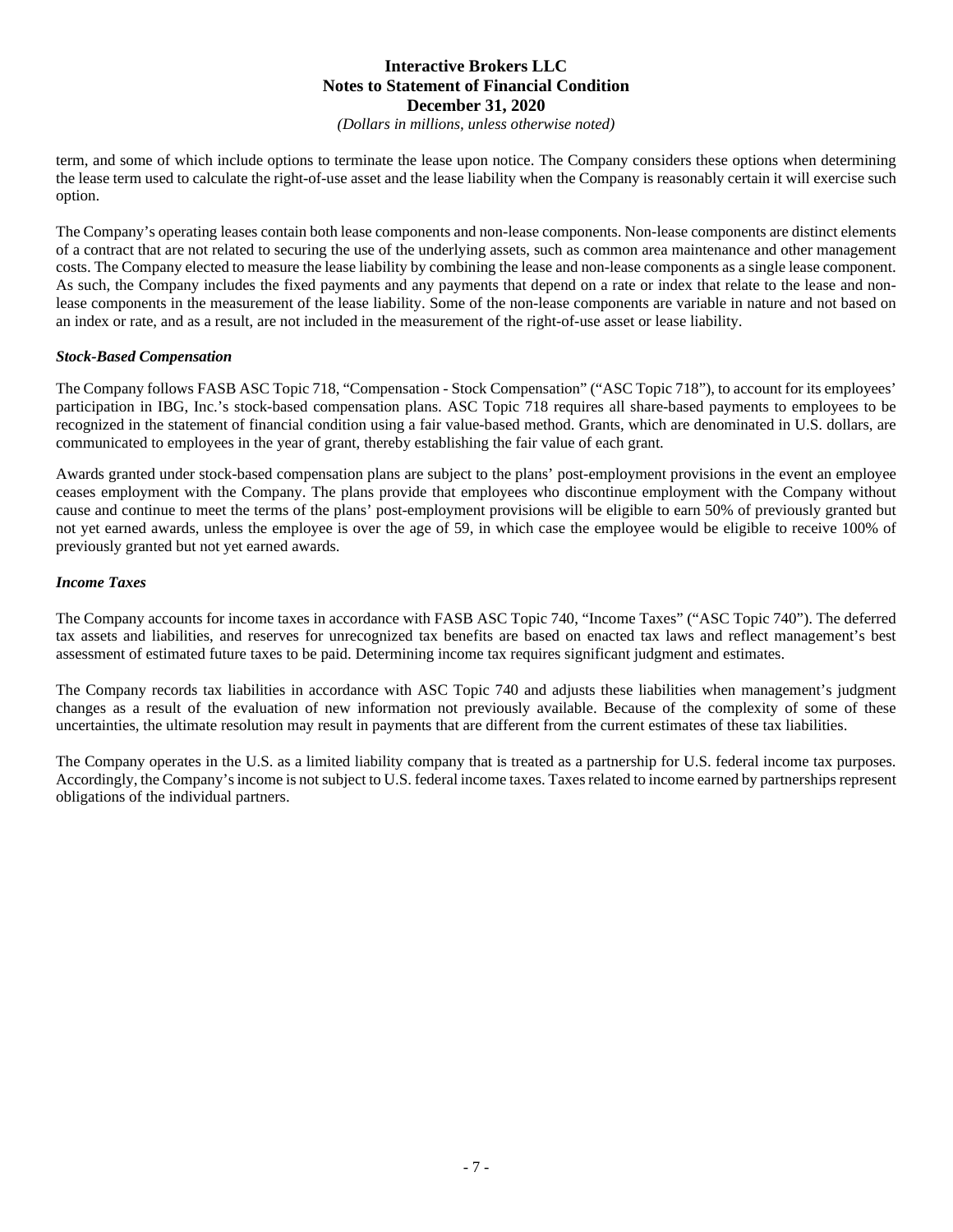term, and some of which include options to terminate the lease upon notice. The Company considers these options when determining the lease term used to calculate the right-of-use asset and the lease liability when the Company is reasonably certain it will exercise such option.

The Company's operating leases contain both lease components and non-lease components. Non-lease components are distinct elements of a contract that are not related to securing the use of the underlying assets, such as common area maintenance and other management costs. The Company elected to measure the lease liability by combining the lease and non-lease components as a single lease component. As such, the Company includes the fixed payments and any payments that depend on a rate or index that relate to the lease and non-lease components in the measurement of the lease liability. Some of the non-lease components are variable in nature and not based on an index or rate, and as a result, are not included in the measurement of the right-of-use asset or lease liability.

***Stock-Based Compensation***

The Company follows FASB ASC Topic 718, "Compensation - Stock Compensation" ("ASC Topic 718"), to account for its employees' participation in IBG, Inc.'s stock-based compensation plans. ASC Topic 718 requires all share-based payments to employees to be recognized in the statement of financial condition using a fair value-based method. Grants, which are denominated in U.S. dollars, are communicated to employees in the year of grant, thereby establishing the fair value of each grant.

Awards granted under stock-based compensation plans are subject to the plans' post-employment provisions in the event an employee ceases employment with the Company. The plans provide that employees who discontinue employment with the Company without cause and continue to meet the terms of the plans' post-employment provisions will be eligible to earn 50% of previously granted but not yet earned awards, unless the employee is over the age of 59, in which case the employee would be eligible to receive 100% of previously granted but not yet earned awards.

***Income Taxes***

The Company accounts for income taxes in accordance with FASB ASC Topic 740, "Income Taxes" ("ASC Topic 740"). The deferred tax assets and liabilities, and reserves for unrecognized tax benefits are based on enacted tax laws and reflect management's best assessment of estimated future taxes to be paid. Determining income tax requires significant judgment and estimates.

The Company records tax liabilities in accordance with ASC Topic 740 and adjusts these liabilities when management's judgment changes as a result of the evaluation of new information not previously available. Because of the complexity of some of these uncertainties, the ultimate resolution may result in payments that are different from the current estimates of these tax liabilities.

The Company operates in the U.S. as a limited liability company that is treated as a partnership for U.S. federal income tax purposes. Accordingly, the Company's income is not subject to U.S. federal income taxes. Taxes related to income earned by partnerships represent obligations of the individual partners.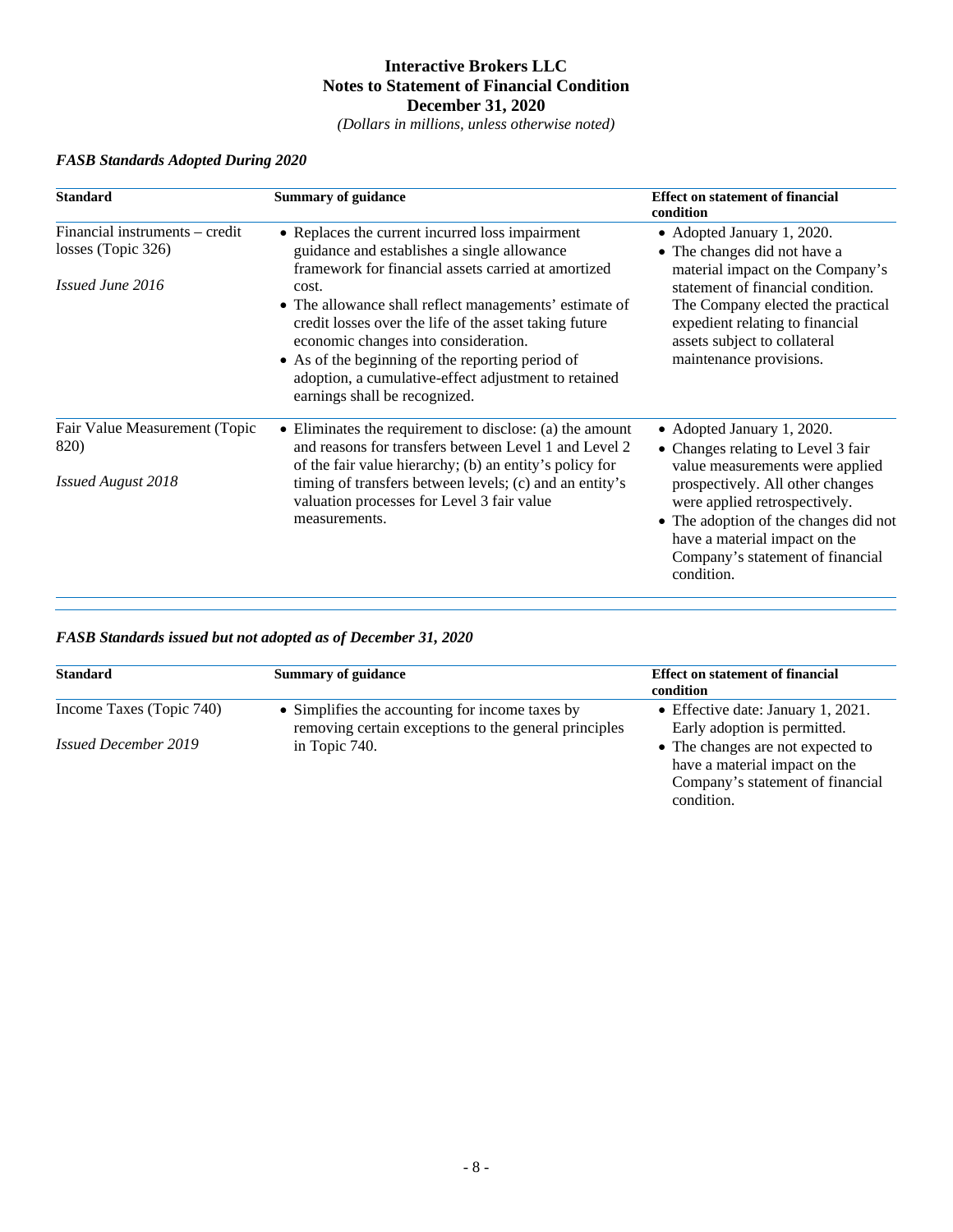*FASB Standards Adopted During 2020*

| Standard | Summary of guidance | Effect on statement of financial condition |
|---|---|---|
| Financial instruments – credit losses (Topic 326)<br><br>*Issued June 2016* | • Replaces the current incurred loss impairment guidance and establishes a single allowance framework for financial assets carried at amortized cost.<br>• The allowance shall reflect managements' estimate of credit losses over the life of the asset taking future economic changes into consideration.<br>• As of the beginning of the reporting period of adoption, a cumulative-effect adjustment to retained earnings shall be recognized. | • Adopted January 1, 2020.<br>• The changes did not have a material impact on the Company's statement of financial condition. The Company elected the practical expedient relating to financial assets subject to collateral maintenance provisions. |
| Fair Value Measurement (Topic 820)<br><br>*Issued August 2018* | • Eliminates the requirement to disclose: (a) the amount and reasons for transfers between Level 1 and Level 2 of the fair value hierarchy; (b) an entity's policy for timing of transfers between levels; (c) and an entity's valuation processes for Level 3 fair value measurements. | • Adopted January 1, 2020.<br>• Changes relating to Level 3 fair value measurements were applied prospectively. All other changes were applied retrospectively.<br>• The adoption of the changes did not have a material impact on the Company's statement of financial condition. |

*FASB Standards issued but not adopted as of December 31, 2020*

| Standard | Summary of guidance | Effect on statement of financial condition |
|---|---|---|
| Income Taxes (Topic 740)<br><br>*Issued December 2019* | • Simplifies the accounting for income taxes by removing certain exceptions to the general principles in Topic 740. | • Effective date: January 1, 2021. Early adoption is permitted.<br>• The changes are not expected to have a material impact on the Company's statement of financial condition. |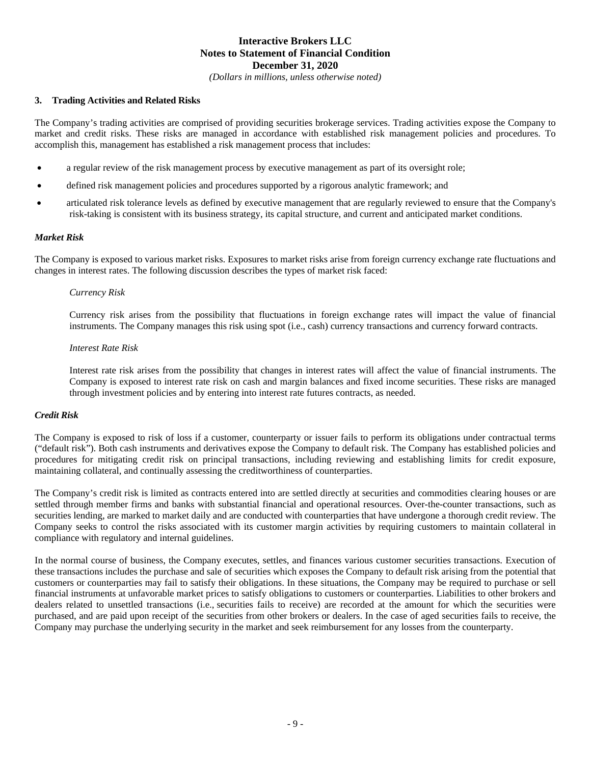### 3. Trading Activities and Related Risks

The Company's trading activities are comprised of providing securities brokerage services. Trading activities expose the Company to market and credit risks. These risks are managed in accordance with established risk management policies and procedures. To accomplish this, management has established a risk management process that includes:

- a regular review of the risk management process by executive management as part of its oversight role;
- defined risk management policies and procedures supported by a rigorous analytic framework; and
- articulated risk tolerance levels as defined by executive management that are regularly reviewed to ensure that the Company's risk-taking is consistent with its business strategy, its capital structure, and current and anticipated market conditions.

***Market Risk***

The Company is exposed to various market risks. Exposures to market risks arise from foreign currency exchange rate fluctuations and changes in interest rates. The following discussion describes the types of market risk faced:

*Currency Risk*

Currency risk arises from the possibility that fluctuations in foreign exchange rates will impact the value of financial instruments. The Company manages this risk using spot (i.e., cash) currency transactions and currency forward contracts.

*Interest Rate Risk*

Interest rate risk arises from the possibility that changes in interest rates will affect the value of financial instruments. The Company is exposed to interest rate risk on cash and margin balances and fixed income securities. These risks are managed through investment policies and by entering into interest rate futures contracts, as needed.

***Credit Risk***

The Company is exposed to risk of loss if a customer, counterparty or issuer fails to perform its obligations under contractual terms ("default risk"). Both cash instruments and derivatives expose the Company to default risk. The Company has established policies and procedures for mitigating credit risk on principal transactions, including reviewing and establishing limits for credit exposure, maintaining collateral, and continually assessing the creditworthiness of counterparties.

The Company's credit risk is limited as contracts entered into are settled directly at securities and commodities clearing houses or are settled through member firms and banks with substantial financial and operational resources. Over-the-counter transactions, such as securities lending, are marked to market daily and are conducted with counterparties that have undergone a thorough credit review. The Company seeks to control the risks associated with its customer margin activities by requiring customers to maintain collateral in compliance with regulatory and internal guidelines.

In the normal course of business, the Company executes, settles, and finances various customer securities transactions. Execution of these transactions includes the purchase and sale of securities which exposes the Company to default risk arising from the potential that customers or counterparties may fail to satisfy their obligations. In these situations, the Company may be required to purchase or sell financial instruments at unfavorable market prices to satisfy obligations to customers or counterparties. Liabilities to other brokers and dealers related to unsettled transactions (i.e., securities fails to receive) are recorded at the amount for which the securities were purchased, and are paid upon receipt of the securities from other brokers or dealers. In the case of aged securities fails to receive, the Company may purchase the underlying security in the market and seek reimbursement for any losses from the counterparty.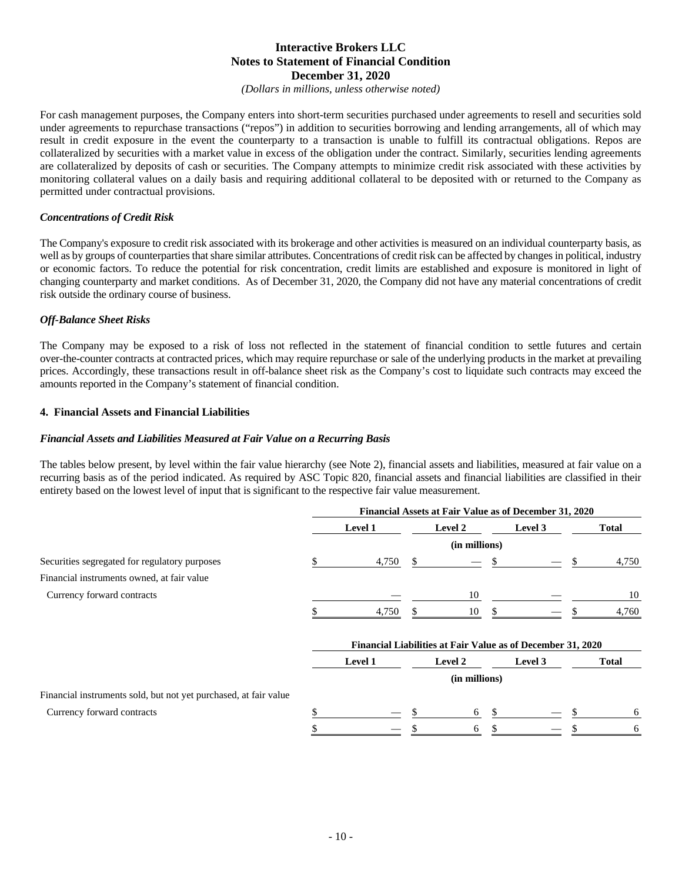For cash management purposes, the Company enters into short-term securities purchased under agreements to resell and securities sold under agreements to repurchase transactions ("repos") in addition to securities borrowing and lending arrangements, all of which may result in credit exposure in the event the counterparty to a transaction is unable to fulfill its contractual obligations. Repos are collateralized by securities with a market value in excess of the obligation under the contract. Similarly, securities lending agreements are collateralized by deposits of cash or securities. The Company attempts to minimize credit risk associated with these activities by monitoring collateral values on a daily basis and requiring additional collateral to be deposited with or returned to the Company as permitted under contractual provisions.

### *Concentrations of Credit Risk*

The Company's exposure to credit risk associated with its brokerage and other activities is measured on an individual counterparty basis, as well as by groups of counterparties that share similar attributes. Concentrations of credit risk can be affected by changes in political, industry or economic factors. To reduce the potential for risk concentration, credit limits are established and exposure is monitored in light of changing counterparty and market conditions. As of December 31, 2020, the Company did not have any material concentrations of credit risk outside the ordinary course of business.

### *Off-Balance Sheet Risks*

The Company may be exposed to a risk of loss not reflected in the statement of financial condition to settle futures and certain over-the-counter contracts at contracted prices, which may require repurchase or sale of the underlying products in the market at prevailing prices. Accordingly, these transactions result in off-balance sheet risk as the Company's cost to liquidate such contracts may exceed the amounts reported in the Company's statement of financial condition.

## 4. Financial Assets and Financial Liabilities

### *Financial Assets and Liabilities Measured at Fair Value on a Recurring Basis*

The tables below present, by level within the fair value hierarchy (see Note 2), financial assets and liabilities, measured at fair value on a recurring basis as of the period indicated. As required by ASC Topic 820, financial assets and financial liabilities are classified in their entirety based on the lowest level of input that is significant to the respective fair value measurement.

| | Financial Assets at Fair Value as of December 31, 2020 | | | |
|---|---|---|---|---|
| | Level 1 | Level 2 | Level 3 | Total |
| | (in millions) | | | |
| Securities segregated for regulatory purposes | $ 4,750 | $ — | $ — | $ 4,750 |
| Financial instruments owned, at fair value | | | | |
| Currency forward contracts | — | 10 | — | 10 |
| | $ 4,750 | $ 10 | $ — | $ 4,760 |

| | Financial Liabilities at Fair Value as of December 31, 2020 | | | |
|---|---|---|---|---|
| | Level 1 | Level 2 | Level 3 | Total |
| | (in millions) | | | |
| Financial instruments sold, but not yet purchased, at fair value | | | | |
| Currency forward contracts | $ — | $ 6 | $ — | $ 6 |
| | $ — | $ 6 | $ — | $ 6 |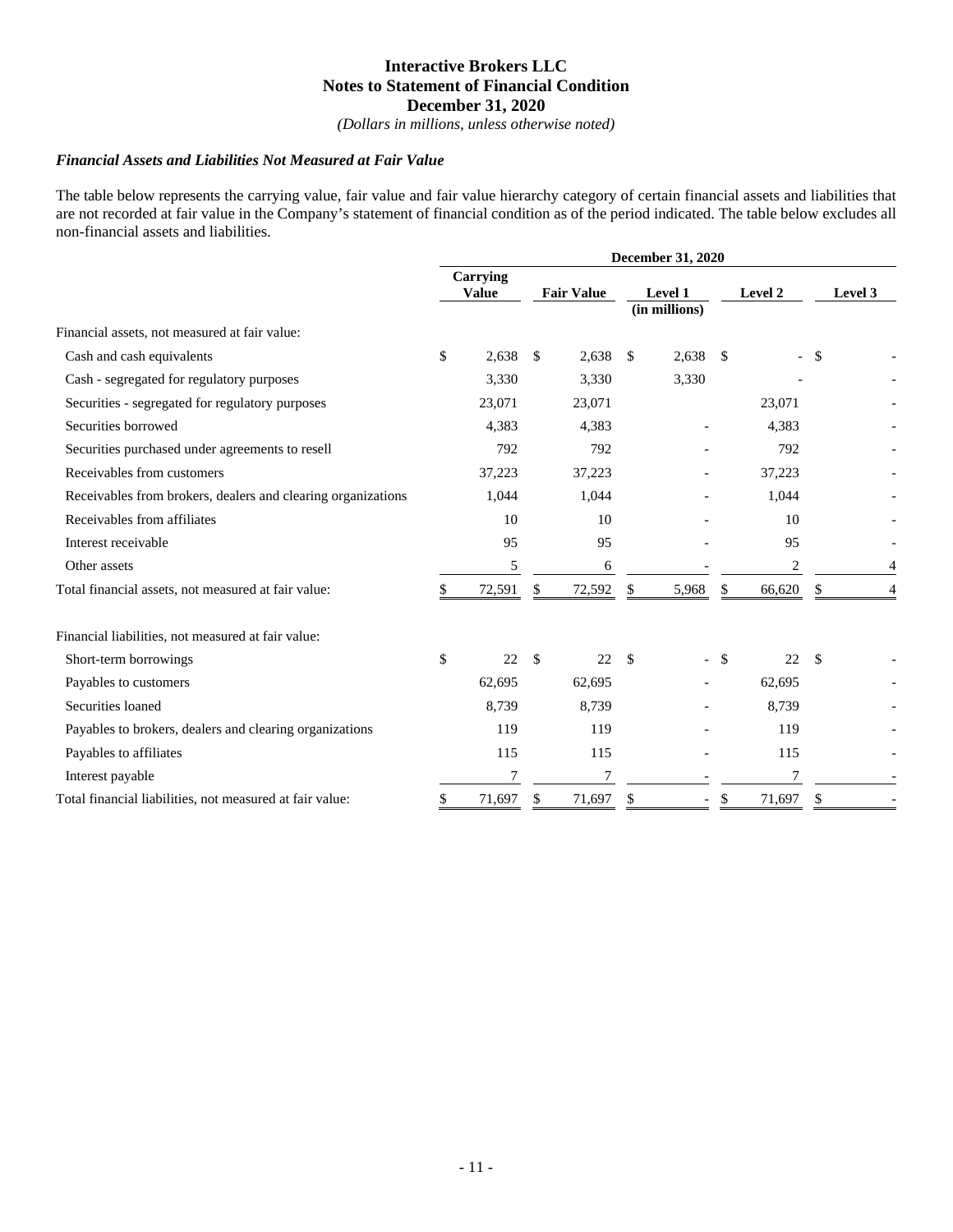### *Financial Assets and Liabilities Not Measured at Fair Value*

The table below represents the carrying value, fair value and fair value hierarchy category of certain financial assets and liabilities that are not recorded at fair value in the Company's statement of financial condition as of the period indicated. The table below excludes all non-financial assets and liabilities.

| | December 31, 2020 | | | | |
|---|---|---|---|---|---|
| | Carrying Value | Fair Value | Level 1 | Level 2 | Level 3 |
| | | | (in millions) | | |
| Financial assets, not measured at fair value: | | | | | |
| Cash and cash equivalents | $ 2,638 | $ 2,638 | $ 2,638 | $ - | $ - |
| Cash - segregated for regulatory purposes | 3,330 | 3,330 | 3,330 | - | - |
| Securities - segregated for regulatory purposes | 23,071 | 23,071 | | 23,071 | - |
| Securities borrowed | 4,383 | 4,383 | - | 4,383 | - |
| Securities purchased under agreements to resell | 792 | 792 | - | 792 | - |
| Receivables from customers | 37,223 | 37,223 | - | 37,223 | - |
| Receivables from brokers, dealers and clearing organizations | 1,044 | 1,044 | - | 1,044 | - |
| Receivables from affiliates | 10 | 10 | - | 10 | - |
| Interest receivable | 95 | 95 | - | 95 | - |
| Other assets | 5 | 6 | - | 2 | 4 |
| Total financial assets, not measured at fair value: | $ 72,591 | $ 72,592 | $ 5,968 | $ 66,620 | $ 4 |
| | | | | | |
| Financial liabilities, not measured at fair value: | | | | | |
| Short-term borrowings | $ 22 | $ 22 | $ - | $ 22 | $ - |
| Payables to customers | 62,695 | 62,695 | - | 62,695 | - |
| Securities loaned | 8,739 | 8,739 | - | 8,739 | - |
| Payables to brokers, dealers and clearing organizations | 119 | 119 | - | 119 | - |
| Payables to affiliates | 115 | 115 | - | 115 | - |
| Interest payable | 7 | 7 | - | 7 | - |
| Total financial liabilities, not measured at fair value: | $ 71,697 | $ 71,697 | $ - | $ 71,697 | $ - |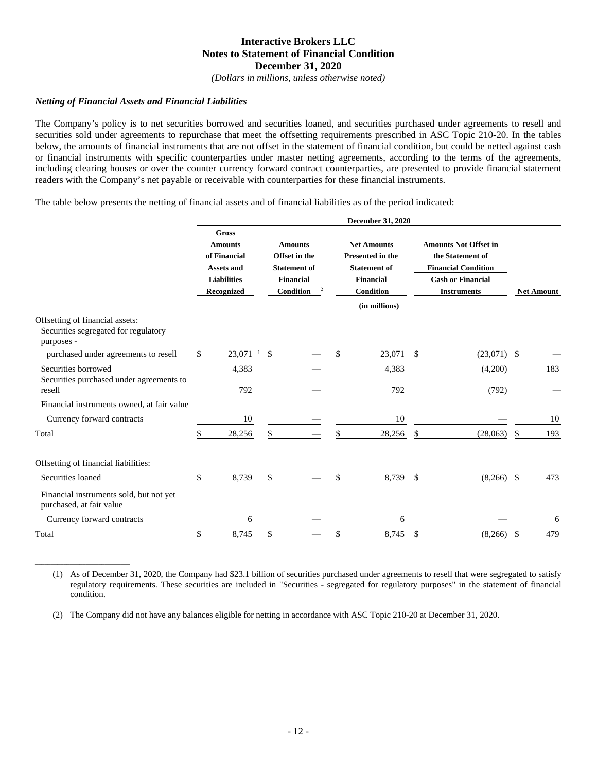**Interactive Brokers LLC**
**Notes to Statement of Financial Condition**
**December 31, 2020**
*(Dollars in millions, unless otherwise noted)*

***Netting of Financial Assets and Financial Liabilities***

The Company's policy is to net securities borrowed and securities loaned, and securities purchased under agreements to resell and securities sold under agreements to repurchase that meet the offsetting requirements prescribed in ASC Topic 210-20. In the tables below, the amounts of financial instruments that are not offset in the statement of financial condition, but could be netted against cash or financial instruments with specific counterparties under master netting agreements, according to the terms of the agreements, including clearing houses or over the counter currency forward contract counterparties, are presented to provide financial statement readers with the Company's net payable or receivable with counterparties for these financial instruments.

The table below presents the netting of financial assets and of financial liabilities as of the period indicated:

| | December 31, 2020 | | | | |
|---|---|---|---|---|---|
| | Gross Amounts of Financial Assets and Liabilities Recognized | Amounts Offset in the Statement of Financial Condition [2] | Net Amounts Presented in the Statement of Financial Condition | Amounts Not Offset in the Statement of Financial Condition Cash or Financial Instruments | Net Amount |
| | | | (in millions) | | |
| Offsetting of financial assets: | | | | | |
| Securities segregated for regulatory purposes - purchased under agreements to resell | $ 23,071 [1] | $ — | $ 23,071 | $ (23,071) | $ — |
| Securities borrowed | 4,383 | — | 4,383 | (4,200) | 183 |
| Securities purchased under agreements to resell | 792 | — | 792 | (792) | — |
| Financial instruments owned, at fair value | | | | | |
| Currency forward contracts | 10 | — | 10 | — | 10 |
| Total | $ 28,256 | $ — | $ 28,256 | $ (28,063) | $ 193 |
| | | | | | |
| Offsetting of financial liabilities: | | | | | |
| Securities loaned | $ 8,739 | $ — | $ 8,739 | $ (8,266) | $ 473 |
| Financial instruments sold, but not yet purchased, at fair value | | | | | |
| Currency forward contracts | 6 | — | 6 | — | 6 |
| Total | $ 8,745 | $ — | $ 8,745 | $ (8,266) | $ 479 |

---

(1) As of December 31, 2020, the Company had $23.1 billion of securities purchased under agreements to resell that were segregated to satisfy regulatory requirements. These securities are included in "Securities - segregated for regulatory purposes" in the statement of financial condition.

(2) The Company did not have any balances eligible for netting in accordance with ASC Topic 210-20 at December 31, 2020.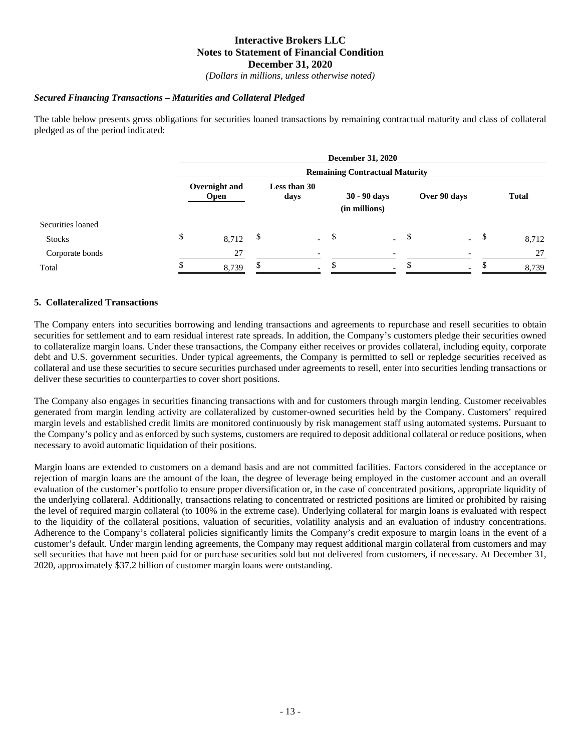*(Dollars in millions, unless otherwise noted)*

***Secured Financing Transactions – Maturities and Collateral Pledged***

The table below presents gross obligations for securities loaned transactions by remaining contractual maturity and class of collateral pledged as of the period indicated:

| | December 31, 2020 | | | | |
|---|---|---|---|---|---|
| | Remaining Contractual Maturity | | | | |
| | Overnight and Open | Less than 30 days | 30 - 90 days (in millions) | Over 90 days | Total |
| Securities loaned | | | | | |
| Stocks | $ 8,712 | $ - | $ - | $ - | $ 8,712 |
| Corporate bonds | 27 | - | - | - | 27 |
| Total | $ 8,739 | $ - | $ - | $ - | $ 8,739 |

## 5. Collateralized Transactions

The Company enters into securities borrowing and lending transactions and agreements to repurchase and resell securities to obtain securities for settlement and to earn residual interest rate spreads. In addition, the Company's customers pledge their securities owned to collateralize margin loans. Under these transactions, the Company either receives or provides collateral, including equity, corporate debt and U.S. government securities. Under typical agreements, the Company is permitted to sell or repledge securities received as collateral and use these securities to secure securities purchased under agreements to resell, enter into securities lending transactions or deliver these securities to counterparties to cover short positions.

The Company also engages in securities financing transactions with and for customers through margin lending. Customer receivables generated from margin lending activity are collateralized by customer-owned securities held by the Company. Customers' required margin levels and established credit limits are monitored continuously by risk management staff using automated systems. Pursuant to the Company's policy and as enforced by such systems, customers are required to deposit additional collateral or reduce positions, when necessary to avoid automatic liquidation of their positions.

Margin loans are extended to customers on a demand basis and are not committed facilities. Factors considered in the acceptance or rejection of margin loans are the amount of the loan, the degree of leverage being employed in the customer account and an overall evaluation of the customer's portfolio to ensure proper diversification or, in the case of concentrated positions, appropriate liquidity of the underlying collateral. Additionally, transactions relating to concentrated or restricted positions are limited or prohibited by raising the level of required margin collateral (to 100% in the extreme case). Underlying collateral for margin loans is evaluated with respect to the liquidity of the collateral positions, valuation of securities, volatility analysis and an evaluation of industry concentrations. Adherence to the Company's collateral policies significantly limits the Company's credit exposure to margin loans in the event of a customer's default. Under margin lending agreements, the Company may request additional margin collateral from customers and may sell securities that have not been paid for or purchase securities sold but not delivered from customers, if necessary. At December 31, 2020, approximately $37.2 billion of customer margin loans were outstanding.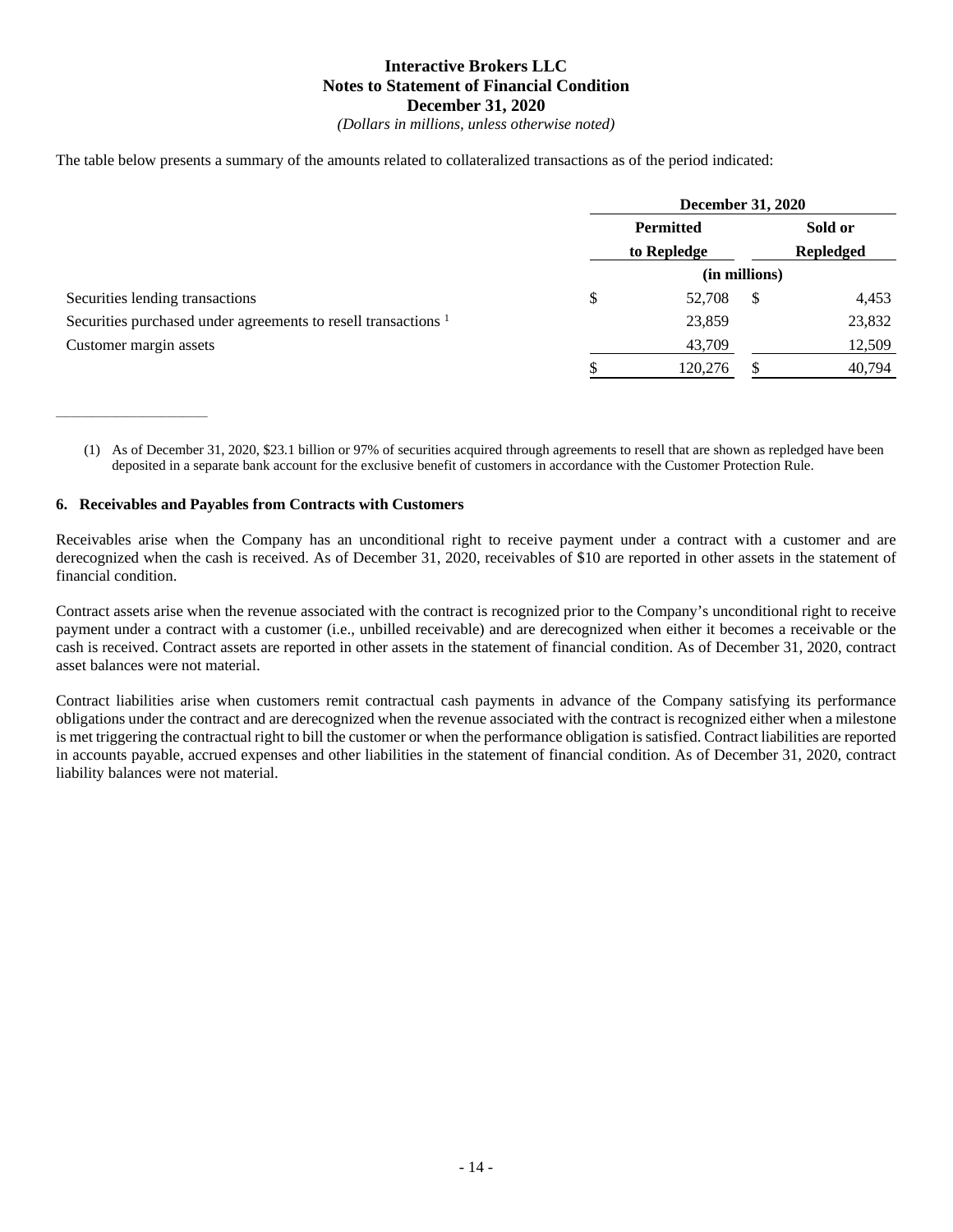The table below presents a summary of the amounts related to collateralized transactions as of the period indicated:

| | December 31, 2020 | |
|---|---|---|
| | Permitted to Repledge | Sold or Repledged |
| | (in millions) | |
| Securities lending transactions | $ 52,708 | $ 4,453 |
| Securities purchased under agreements to resell transactions [1] | 23,859 | 23,832 |
| Customer margin assets | 43,709 | 12,509 |
| | $ 120,276 | $ 40,794 |

(1) As of December 31, 2020, $23.1 billion or 97% of securities acquired through agreements to resell that are shown as repledged have been deposited in a separate bank account for the exclusive benefit of customers in accordance with the Customer Protection Rule.

### 6. Receivables and Payables from Contracts with Customers

Receivables arise when the Company has an unconditional right to receive payment under a contract with a customer and are derecognized when the cash is received. As of December 31, 2020, receivables of $10 are reported in other assets in the statement of financial condition.

Contract assets arise when the revenue associated with the contract is recognized prior to the Company's unconditional right to receive payment under a contract with a customer (i.e., unbilled receivable) and are derecognized when either it becomes a receivable or the cash is received. Contract assets are reported in other assets in the statement of financial condition. As of December 31, 2020, contract asset balances were not material.

Contract liabilities arise when customers remit contractual cash payments in advance of the Company satisfying its performance obligations under the contract and are derecognized when the revenue associated with the contract is recognized either when a milestone is met triggering the contractual right to bill the customer or when the performance obligation is satisfied. Contract liabilities are reported in accounts payable, accrued expenses and other liabilities in the statement of financial condition. As of December 31, 2020, contract liability balances were not material.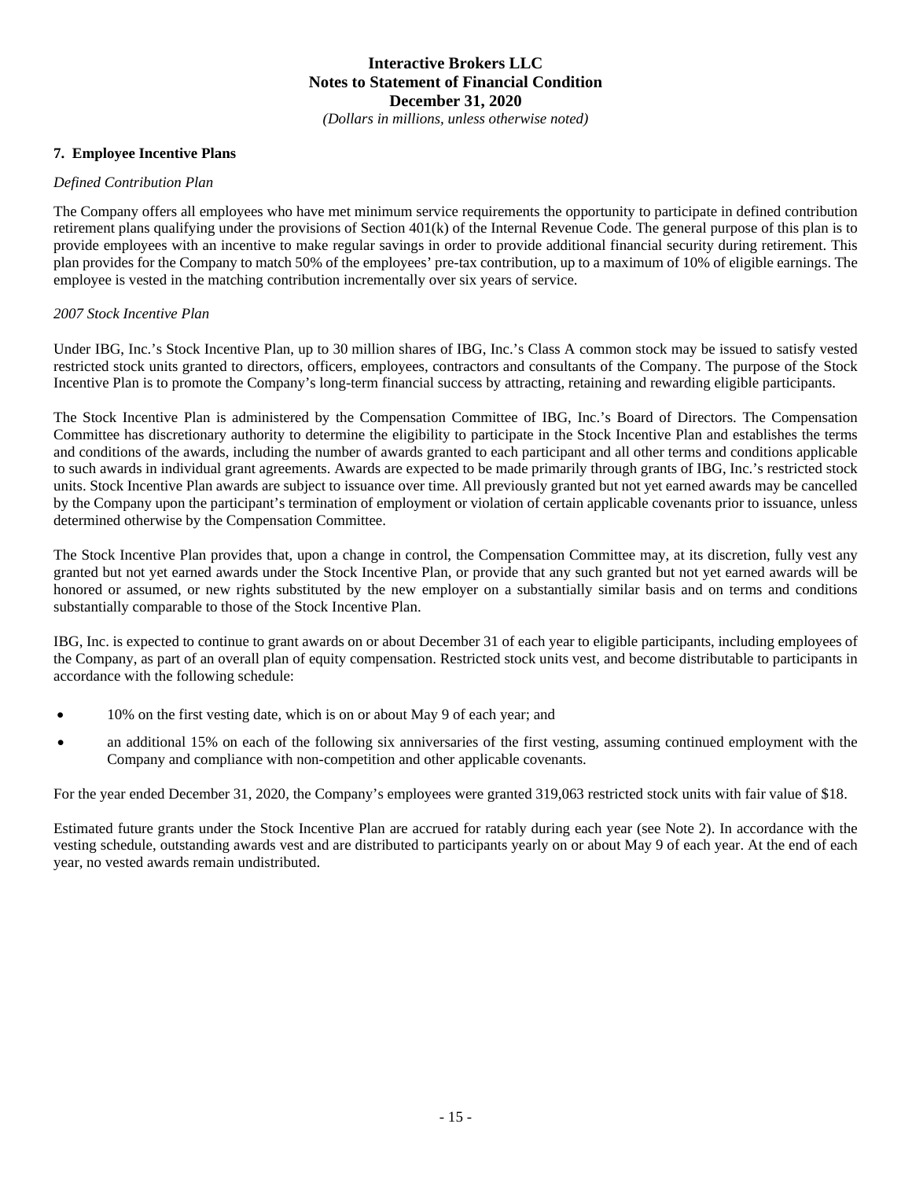## 7. Employee Incentive Plans

*Defined Contribution Plan*

The Company offers all employees who have met minimum service requirements the opportunity to participate in defined contribution retirement plans qualifying under the provisions of Section 401(k) of the Internal Revenue Code. The general purpose of this plan is to provide employees with an incentive to make regular savings in order to provide additional financial security during retirement. This plan provides for the Company to match 50% of the employees' pre-tax contribution, up to a maximum of 10% of eligible earnings. The employee is vested in the matching contribution incrementally over six years of service.

*2007 Stock Incentive Plan*

Under IBG, Inc.'s Stock Incentive Plan, up to 30 million shares of IBG, Inc.'s Class A common stock may be issued to satisfy vested restricted stock units granted to directors, officers, employees, contractors and consultants of the Company. The purpose of the Stock Incentive Plan is to promote the Company's long-term financial success by attracting, retaining and rewarding eligible participants.

The Stock Incentive Plan is administered by the Compensation Committee of IBG, Inc.'s Board of Directors. The Compensation Committee has discretionary authority to determine the eligibility to participate in the Stock Incentive Plan and establishes the terms and conditions of the awards, including the number of awards granted to each participant and all other terms and conditions applicable to such awards in individual grant agreements. Awards are expected to be made primarily through grants of IBG, Inc.'s restricted stock units. Stock Incentive Plan awards are subject to issuance over time. All previously granted but not yet earned awards may be cancelled by the Company upon the participant's termination of employment or violation of certain applicable covenants prior to issuance, unless determined otherwise by the Compensation Committee.

The Stock Incentive Plan provides that, upon a change in control, the Compensation Committee may, at its discretion, fully vest any granted but not yet earned awards under the Stock Incentive Plan, or provide that any such granted but not yet earned awards will be honored or assumed, or new rights substituted by the new employer on a substantially similar basis and on terms and conditions substantially comparable to those of the Stock Incentive Plan.

IBG, Inc. is expected to continue to grant awards on or about December 31 of each year to eligible participants, including employees of the Company, as part of an overall plan of equity compensation. Restricted stock units vest, and become distributable to participants in accordance with the following schedule:

- 10% on the first vesting date, which is on or about May 9 of each year; and
- an additional 15% on each of the following six anniversaries of the first vesting, assuming continued employment with the Company and compliance with non-competition and other applicable covenants.

For the year ended December 31, 2020, the Company's employees were granted 319,063 restricted stock units with fair value of $18.

Estimated future grants under the Stock Incentive Plan are accrued for ratably during each year (see Note 2). In accordance with the vesting schedule, outstanding awards vest and are distributed to participants yearly on or about May 9 of each year. At the end of each year, no vested awards remain undistributed.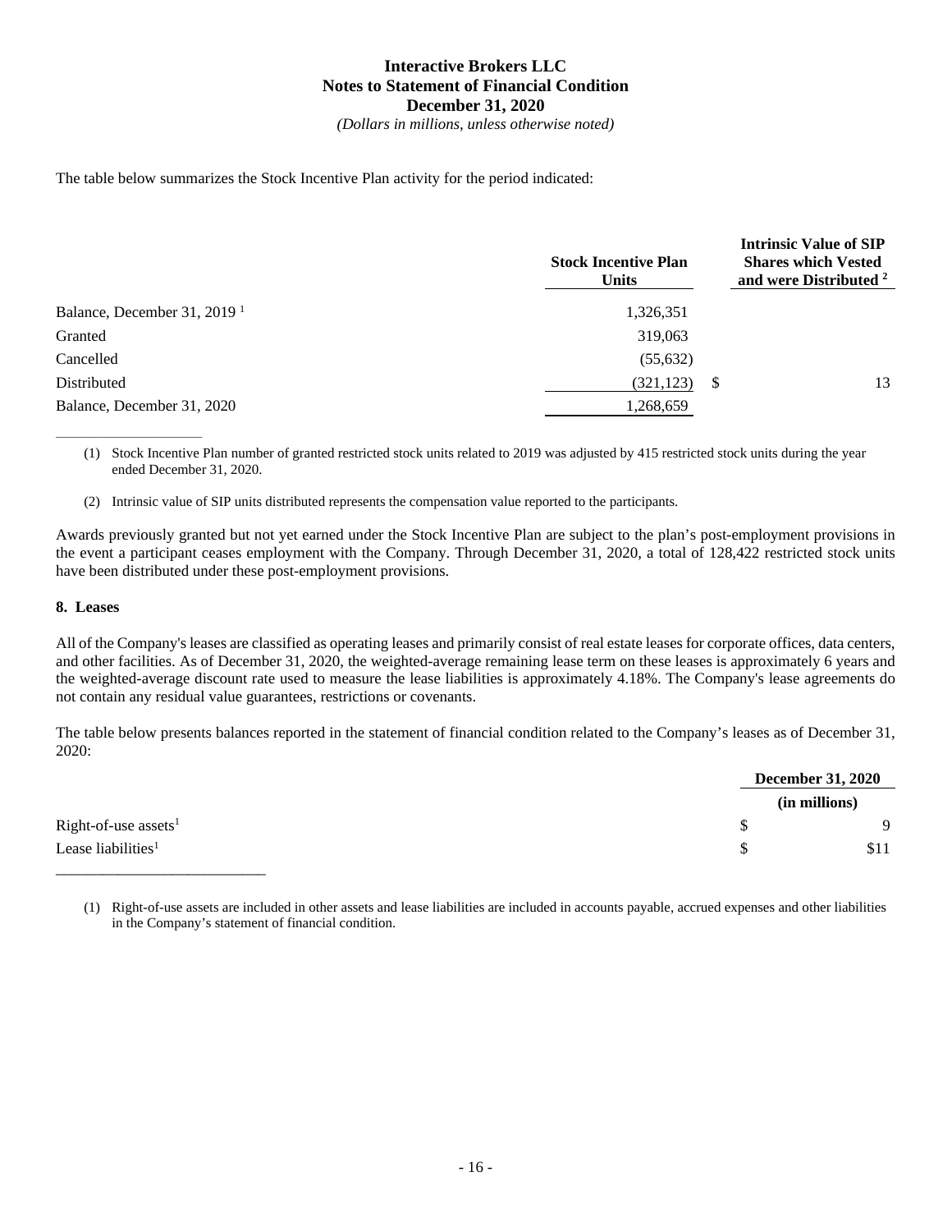The table below summarizes the Stock Incentive Plan activity for the period indicated:

| | Stock Incentive Plan Units | Intrinsic Value of SIP Shares which Vested and were Distributed [2] |
|---|---|---|
| Balance, December 31, 2019 [1] | 1,326,351 | |
| Granted | 319,063 | |
| Cancelled | (55,632) | |
| Distributed | (321,123) | $ 13 |
| Balance, December 31, 2020 | 1,268,659 | |

(1) Stock Incentive Plan number of granted restricted stock units related to 2019 was adjusted by 415 restricted stock units during the year ended December 31, 2020.

(2) Intrinsic value of SIP units distributed represents the compensation value reported to the participants.

Awards previously granted but not yet earned under the Stock Incentive Plan are subject to the plan's post-employment provisions in the event a participant ceases employment with the Company. Through December 31, 2020, a total of 128,422 restricted stock units have been distributed under these post-employment provisions.

**8. Leases**

All of the Company's leases are classified as operating leases and primarily consist of real estate leases for corporate offices, data centers, and other facilities. As of December 31, 2020, the weighted-average remaining lease term on these leases is approximately 6 years and the weighted-average discount rate used to measure the lease liabilities is approximately 4.18%. The Company's lease agreements do not contain any residual value guarantees, restrictions or covenants.

The table below presents balances reported in the statement of financial condition related to the Company's leases as of December 31, 2020:

| | December 31, 2020 (in millions) |
|---|---|
| Right-of-use assets[1] | $ 9 |
| Lease liabilities[1] | $ $11 |

(1) Right-of-use assets are included in other assets and lease liabilities are included in accounts payable, accrued expenses and other liabilities in the Company's statement of financial condition.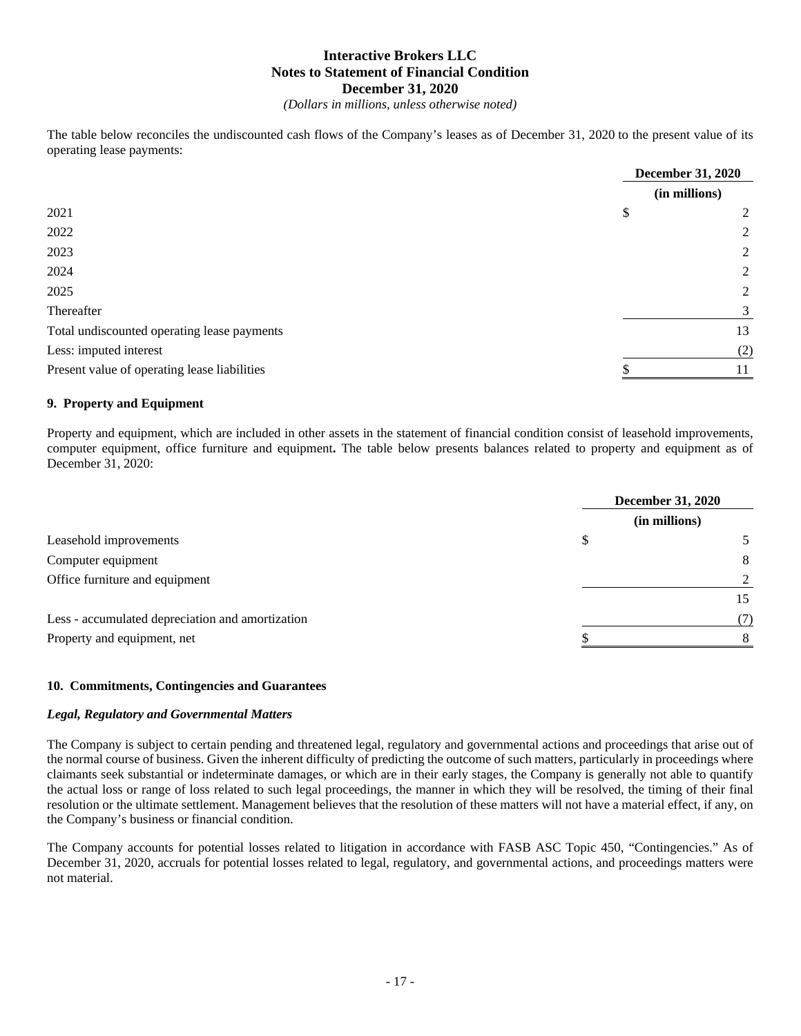The table below reconciles the undiscounted cash flows of the Company's leases as of December 31, 2020 to the present value of its operating lease payments:

| | December 31, 2020 |
|---|---|
| | (in millions) |
| 2021 | $ 2 |
| 2022 | 2 |
| 2023 | 2 |
| 2024 | 2 |
| 2025 | 2 |
| Thereafter | 3 |
| Total undiscounted operating lease payments | 13 |
| Less: imputed interest | (2) |
| Present value of operating lease liabilities | $ 11 |

## 9. Property and Equipment

Property and equipment, which are included in other assets in the statement of financial condition consist of leasehold improvements, computer equipment, office furniture and equipment**.** The table below presents balances related to property and equipment as of December 31, 2020:

| | December 31, 2020 |
|---|---|
| | (in millions) |
| Leasehold improvements | $ 5 |
| Computer equipment | 8 |
| Office furniture and equipment | 2 |
| | 15 |
| Less - accumulated depreciation and amortization | (7) |
| Property and equipment, net | $ 8 |

## 10. Commitments, Contingencies and Guarantees

### *Legal, Regulatory and Governmental Matters*

The Company is subject to certain pending and threatened legal, regulatory and governmental actions and proceedings that arise out of the normal course of business. Given the inherent difficulty of predicting the outcome of such matters, particularly in proceedings where claimants seek substantial or indeterminate damages, or which are in their early stages, the Company is generally not able to quantify the actual loss or range of loss related to such legal proceedings, the manner in which they will be resolved, the timing of their final resolution or the ultimate settlement. Management believes that the resolution of these matters will not have a material effect, if any, on the Company's business or financial condition.

The Company accounts for potential losses related to litigation in accordance with FASB ASC Topic 450, "Contingencies." As of December 31, 2020, accruals for potential losses related to legal, regulatory, and governmental actions, and proceedings matters were not material.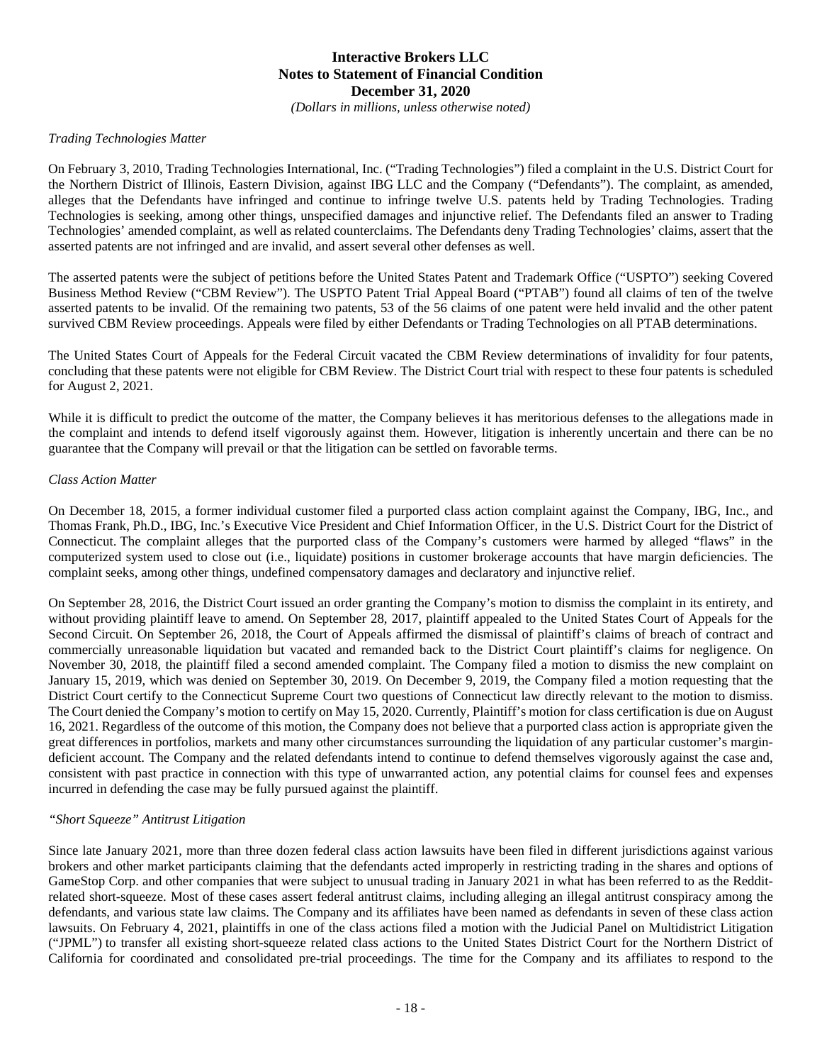*Trading Technologies Matter*

On February 3, 2010, Trading Technologies International, Inc. ("Trading Technologies") filed a complaint in the U.S. District Court for the Northern District of Illinois, Eastern Division, against IBG LLC and the Company ("Defendants"). The complaint, as amended, alleges that the Defendants have infringed and continue to infringe twelve U.S. patents held by Trading Technologies. Trading Technologies is seeking, among other things, unspecified damages and injunctive relief. The Defendants filed an answer to Trading Technologies' amended complaint, as well as related counterclaims. The Defendants deny Trading Technologies' claims, assert that the asserted patents are not infringed and are invalid, and assert several other defenses as well.

The asserted patents were the subject of petitions before the United States Patent and Trademark Office ("USPTO") seeking Covered Business Method Review ("CBM Review"). The USPTO Patent Trial Appeal Board ("PTAB") found all claims of ten of the twelve asserted patents to be invalid. Of the remaining two patents, 53 of the 56 claims of one patent were held invalid and the other patent survived CBM Review proceedings. Appeals were filed by either Defendants or Trading Technologies on all PTAB determinations.

The United States Court of Appeals for the Federal Circuit vacated the CBM Review determinations of invalidity for four patents, concluding that these patents were not eligible for CBM Review. The District Court trial with respect to these four patents is scheduled for August 2, 2021.

While it is difficult to predict the outcome of the matter, the Company believes it has meritorious defenses to the allegations made in the complaint and intends to defend itself vigorously against them. However, litigation is inherently uncertain and there can be no guarantee that the Company will prevail or that the litigation can be settled on favorable terms.

*Class Action Matter*

On December 18, 2015, a former individual customer filed a purported class action complaint against the Company, IBG, Inc., and Thomas Frank, Ph.D., IBG, Inc.'s Executive Vice President and Chief Information Officer, in the U.S. District Court for the District of Connecticut. The complaint alleges that the purported class of the Company's customers were harmed by alleged "flaws" in the computerized system used to close out (i.e., liquidate) positions in customer brokerage accounts that have margin deficiencies. The complaint seeks, among other things, undefined compensatory damages and declaratory and injunctive relief.

On September 28, 2016, the District Court issued an order granting the Company's motion to dismiss the complaint in its entirety, and without providing plaintiff leave to amend. On September 28, 2017, plaintiff appealed to the United States Court of Appeals for the Second Circuit. On September 26, 2018, the Court of Appeals affirmed the dismissal of plaintiff's claims of breach of contract and commercially unreasonable liquidation but vacated and remanded back to the District Court plaintiff's claims for negligence. On November 30, 2018, the plaintiff filed a second amended complaint. The Company filed a motion to dismiss the new complaint on January 15, 2019, which was denied on September 30, 2019. On December 9, 2019, the Company filed a motion requesting that the District Court certify to the Connecticut Supreme Court two questions of Connecticut law directly relevant to the motion to dismiss. The Court denied the Company's motion to certify on May 15, 2020. Currently, Plaintiff's motion for class certification is due on August 16, 2021. Regardless of the outcome of this motion, the Company does not believe that a purported class action is appropriate given the great differences in portfolios, markets and many other circumstances surrounding the liquidation of any particular customer's margin-deficient account. The Company and the related defendants intend to continue to defend themselves vigorously against the case and, consistent with past practice in connection with this type of unwarranted action, any potential claims for counsel fees and expenses incurred in defending the case may be fully pursued against the plaintiff.

*"Short Squeeze" Antitrust Litigation*

Since late January 2021, more than three dozen federal class action lawsuits have been filed in different jurisdictions against various brokers and other market participants claiming that the defendants acted improperly in restricting trading in the shares and options of GameStop Corp. and other companies that were subject to unusual trading in January 2021 in what has been referred to as the Reddit-related short-squeeze. Most of these cases assert federal antitrust claims, including alleging an illegal antitrust conspiracy among the defendants, and various state law claims. The Company and its affiliates have been named as defendants in seven of these class action lawsuits. On February 4, 2021, plaintiffs in one of the class actions filed a motion with the Judicial Panel on Multidistrict Litigation ("JPML") to transfer all existing short-squeeze related class actions to the United States District Court for the Northern District of California for coordinated and consolidated pre-trial proceedings. The time for the Company and its affiliates to respond to the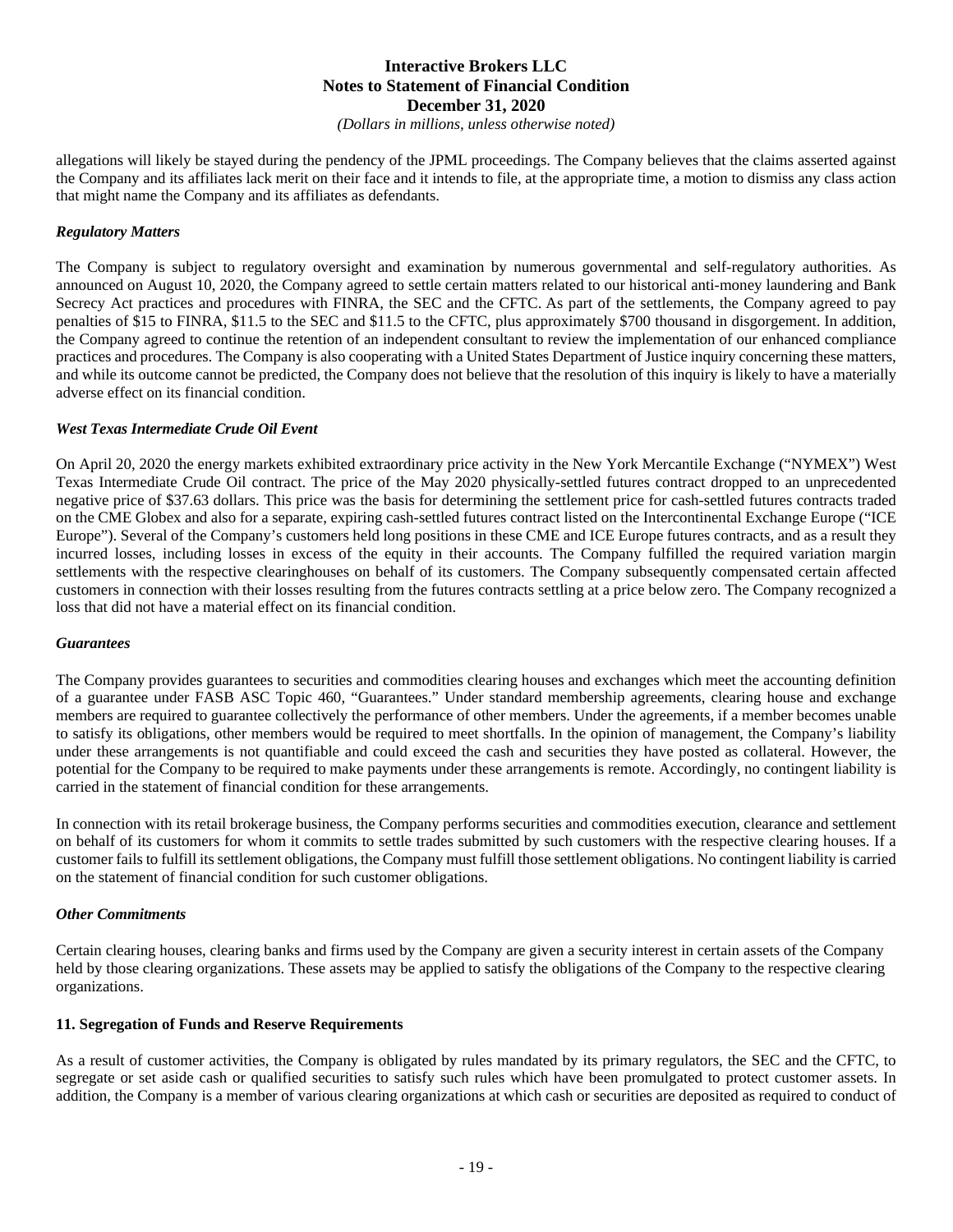allegations will likely be stayed during the pendency of the JPML proceedings. The Company believes that the claims asserted against the Company and its affiliates lack merit on their face and it intends to file, at the appropriate time, a motion to dismiss any class action that might name the Company and its affiliates as defendants.

***Regulatory Matters***

The Company is subject to regulatory oversight and examination by numerous governmental and self-regulatory authorities. As announced on August 10, 2020, the Company agreed to settle certain matters related to our historical anti-money laundering and Bank Secrecy Act practices and procedures with FINRA, the SEC and the CFTC. As part of the settlements, the Company agreed to pay penalties of $15 to FINRA, $11.5 to the SEC and $11.5 to the CFTC, plus approximately $700 thousand in disgorgement. In addition, the Company agreed to continue the retention of an independent consultant to review the implementation of our enhanced compliance practices and procedures. The Company is also cooperating with a United States Department of Justice inquiry concerning these matters, and while its outcome cannot be predicted, the Company does not believe that the resolution of this inquiry is likely to have a materially adverse effect on its financial condition.

***West Texas Intermediate Crude Oil Event***

On April 20, 2020 the energy markets exhibited extraordinary price activity in the New York Mercantile Exchange ("NYMEX") West Texas Intermediate Crude Oil contract. The price of the May 2020 physically-settled futures contract dropped to an unprecedented negative price of $37.63 dollars. This price was the basis for determining the settlement price for cash-settled futures contracts traded on the CME Globex and also for a separate, expiring cash-settled futures contract listed on the Intercontinental Exchange Europe ("ICE Europe"). Several of the Company's customers held long positions in these CME and ICE Europe futures contracts, and as a result they incurred losses, including losses in excess of the equity in their accounts. The Company fulfilled the required variation margin settlements with the respective clearinghouses on behalf of its customers. The Company subsequently compensated certain affected customers in connection with their losses resulting from the futures contracts settling at a price below zero. The Company recognized a loss that did not have a material effect on its financial condition.

***Guarantees***

The Company provides guarantees to securities and commodities clearing houses and exchanges which meet the accounting definition of a guarantee under FASB ASC Topic 460, "Guarantees." Under standard membership agreements, clearing house and exchange members are required to guarantee collectively the performance of other members. Under the agreements, if a member becomes unable to satisfy its obligations, other members would be required to meet shortfalls. In the opinion of management, the Company's liability under these arrangements is not quantifiable and could exceed the cash and securities they have posted as collateral. However, the potential for the Company to be required to make payments under these arrangements is remote. Accordingly, no contingent liability is carried in the statement of financial condition for these arrangements.

In connection with its retail brokerage business, the Company performs securities and commodities execution, clearance and settlement on behalf of its customers for whom it commits to settle trades submitted by such customers with the respective clearing houses. If a customer fails to fulfill its settlement obligations, the Company must fulfill those settlement obligations. No contingent liability is carried on the statement of financial condition for such customer obligations.

***Other Commitments***

Certain clearing houses, clearing banks and firms used by the Company are given a security interest in certain assets of the Company held by those clearing organizations. These assets may be applied to satisfy the obligations of the Company to the respective clearing organizations.

## 11. Segregation of Funds and Reserve Requirements

As a result of customer activities, the Company is obligated by rules mandated by its primary regulators, the SEC and the CFTC, to segregate or set aside cash or qualified securities to satisfy such rules which have been promulgated to protect customer assets. In addition, the Company is a member of various clearing organizations at which cash or securities are deposited as required to conduct of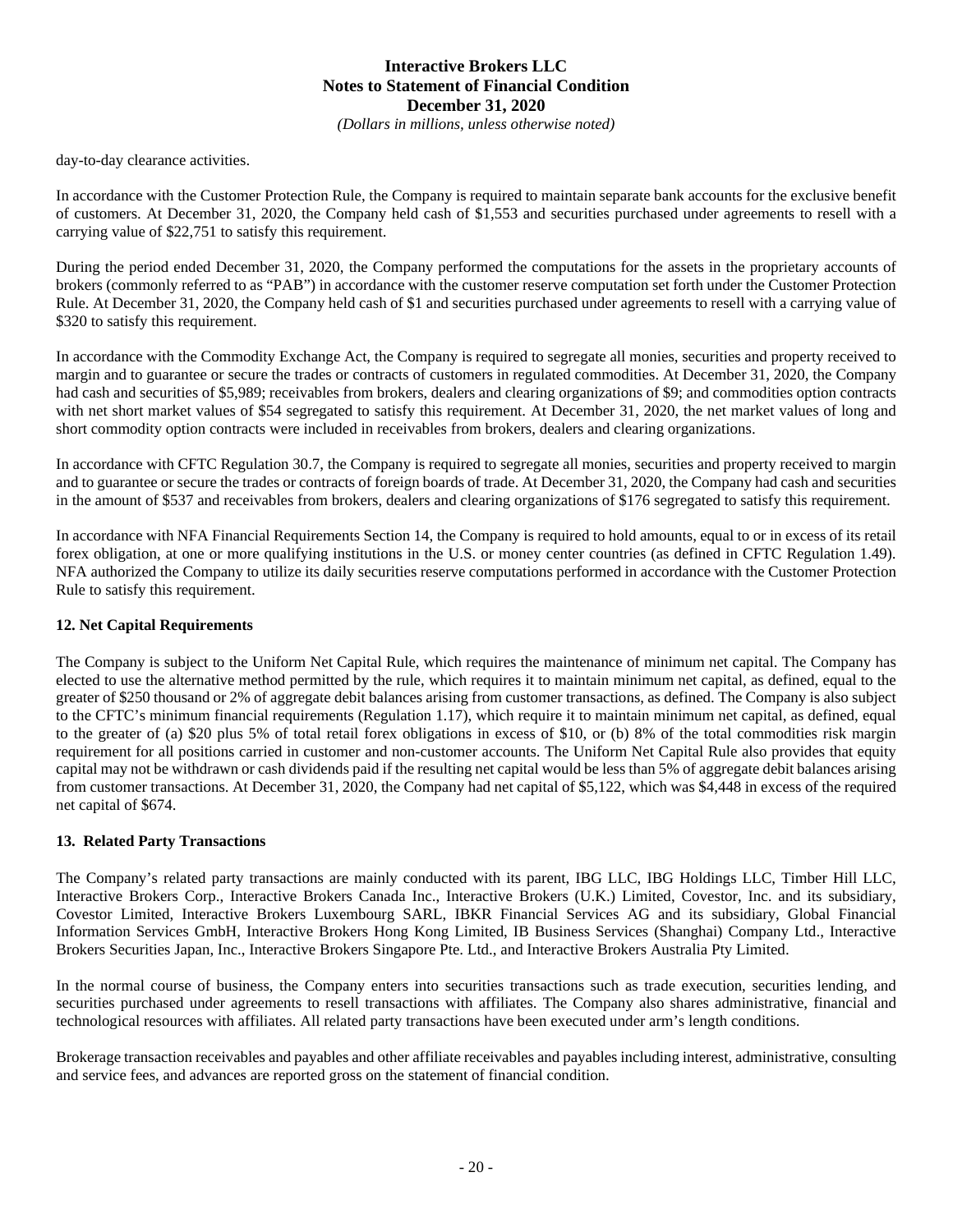day-to-day clearance activities.

In accordance with the Customer Protection Rule, the Company is required to maintain separate bank accounts for the exclusive benefit of customers. At December 31, 2020, the Company held cash of $1,553 and securities purchased under agreements to resell with a carrying value of $22,751 to satisfy this requirement.

During the period ended December 31, 2020, the Company performed the computations for the assets in the proprietary accounts of brokers (commonly referred to as "PAB") in accordance with the customer reserve computation set forth under the Customer Protection Rule. At December 31, 2020, the Company held cash of $1 and securities purchased under agreements to resell with a carrying value of $320 to satisfy this requirement.

In accordance with the Commodity Exchange Act, the Company is required to segregate all monies, securities and property received to margin and to guarantee or secure the trades or contracts of customers in regulated commodities. At December 31, 2020, the Company had cash and securities of $5,989; receivables from brokers, dealers and clearing organizations of $9; and commodities option contracts with net short market values of $54 segregated to satisfy this requirement. At December 31, 2020, the net market values of long and short commodity option contracts were included in receivables from brokers, dealers and clearing organizations.

In accordance with CFTC Regulation 30.7, the Company is required to segregate all monies, securities and property received to margin and to guarantee or secure the trades or contracts of foreign boards of trade. At December 31, 2020, the Company had cash and securities in the amount of $537 and receivables from brokers, dealers and clearing organizations of $176 segregated to satisfy this requirement.

In accordance with NFA Financial Requirements Section 14, the Company is required to hold amounts, equal to or in excess of its retail forex obligation, at one or more qualifying institutions in the U.S. or money center countries (as defined in CFTC Regulation 1.49). NFA authorized the Company to utilize its daily securities reserve computations performed in accordance with the Customer Protection Rule to satisfy this requirement.

## 12. Net Capital Requirements

The Company is subject to the Uniform Net Capital Rule, which requires the maintenance of minimum net capital. The Company has elected to use the alternative method permitted by the rule, which requires it to maintain minimum net capital, as defined, equal to the greater of $250 thousand or 2% of aggregate debit balances arising from customer transactions, as defined. The Company is also subject to the CFTC's minimum financial requirements (Regulation 1.17), which require it to maintain minimum net capital, as defined, equal to the greater of (a) $20 plus 5% of total retail forex obligations in excess of $10, or (b) 8% of the total commodities risk margin requirement for all positions carried in customer and non-customer accounts. The Uniform Net Capital Rule also provides that equity capital may not be withdrawn or cash dividends paid if the resulting net capital would be less than 5% of aggregate debit balances arising from customer transactions. At December 31, 2020, the Company had net capital of $5,122, which was $4,448 in excess of the required net capital of $674.

## 13. Related Party Transactions

The Company's related party transactions are mainly conducted with its parent, IBG LLC, IBG Holdings LLC, Timber Hill LLC, Interactive Brokers Corp., Interactive Brokers Canada Inc., Interactive Brokers (U.K.) Limited, Covestor, Inc. and its subsidiary, Covestor Limited, Interactive Brokers Luxembourg SARL, IBKR Financial Services AG and its subsidiary, Global Financial Information Services GmbH, Interactive Brokers Hong Kong Limited, IB Business Services (Shanghai) Company Ltd., Interactive Brokers Securities Japan, Inc., Interactive Brokers Singapore Pte. Ltd., and Interactive Brokers Australia Pty Limited.

In the normal course of business, the Company enters into securities transactions such as trade execution, securities lending, and securities purchased under agreements to resell transactions with affiliates. The Company also shares administrative, financial and technological resources with affiliates. All related party transactions have been executed under arm's length conditions.

Brokerage transaction receivables and payables and other affiliate receivables and payables including interest, administrative, consulting and service fees, and advances are reported gross on the statement of financial condition.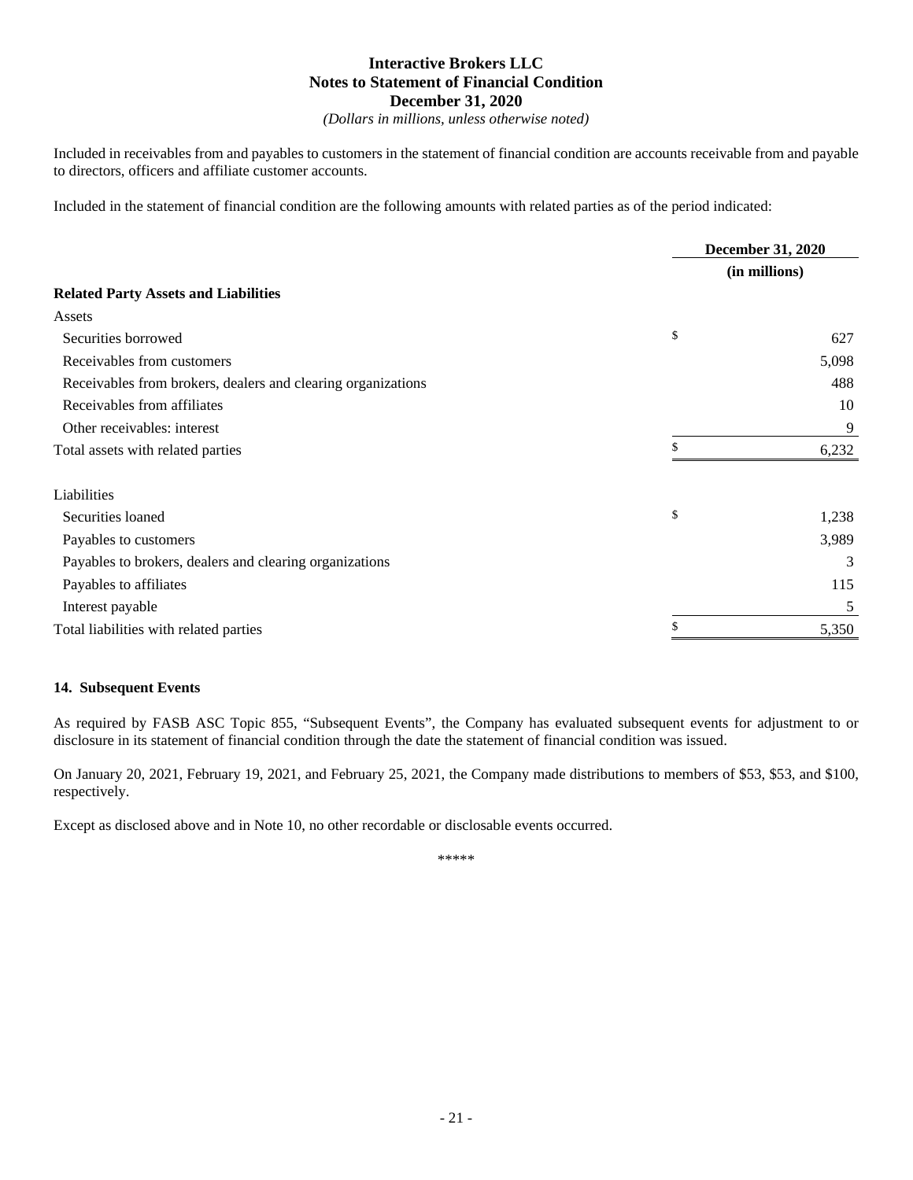Included in receivables from and payables to customers in the statement of financial condition are accounts receivable from and payable to directors, officers and affiliate customer accounts.

Included in the statement of financial condition are the following amounts with related parties as of the period indicated:

| | December 31, 2020 |
|---|---|
| | (in millions) |
| **Related Party Assets and Liabilities** | |
| Assets | |
| Securities borrowed | $ 627 |
| Receivables from customers | 5,098 |
| Receivables from brokers, dealers and clearing organizations | 488 |
| Receivables from affiliates | 10 |
| Other receivables: interest | 9 |
| Total assets with related parties | $ 6,232 |
| | |
| Liabilities | |
| Securities loaned | $ 1,238 |
| Payables to customers | 3,989 |
| Payables to brokers, dealers and clearing organizations | 3 |
| Payables to affiliates | 115 |
| Interest payable | 5 |
| Total liabilities with related parties | $ 5,350 |

### 14. Subsequent Events

As required by FASB ASC Topic 855, "Subsequent Events", the Company has evaluated subsequent events for adjustment to or disclosure in its statement of financial condition through the date the statement of financial condition was issued.

On January 20, 2021, February 19, 2021, and February 25, 2021, the Company made distributions to members of $53, $53, and $100, respectively.

Except as disclosed above and in Note 10, no other recordable or disclosable events occurred.

*****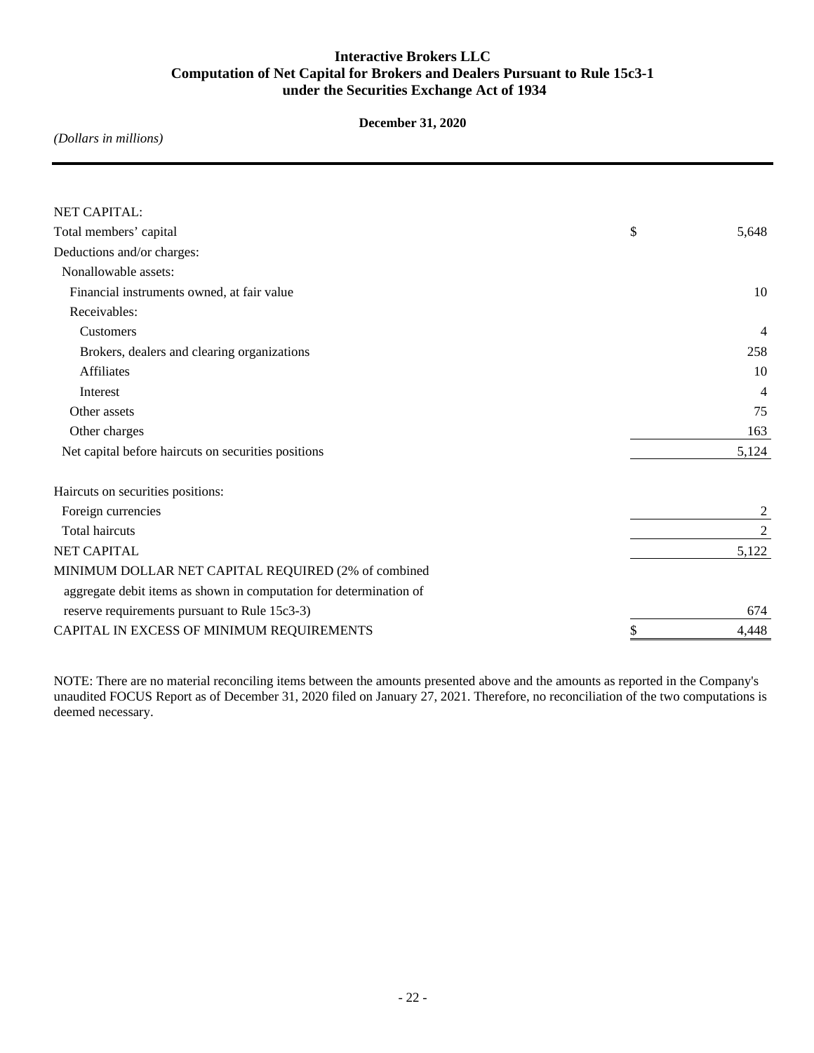# Interactive Brokers LLC
## Computation of Net Capital for Brokers and Dealers Pursuant to Rule 15c3-1 under the Securities Exchange Act of 1934

**December 31, 2020**

*(Dollars in millions)*

| | |
|---|---|
| NET CAPITAL: | |
| Total members' capital | $ 5,648 |
| Deductions and/or charges: | |
| Nonallowable assets: | |
| Financial instruments owned, at fair value | 10 |
| Receivables: | |
| Customers | 4 |
| Brokers, dealers and clearing organizations | 258 |
| Affiliates | 10 |
| Interest | 4 |
| Other assets | 75 |
| Other charges | 163 |
| Net capital before haircuts on securities positions | 5,124 |
| | |
| Haircuts on securities positions: | |
| Foreign currencies | 2 |
| Total haircuts | 2 |
| NET CAPITAL | 5,122 |
| MINIMUM DOLLAR NET CAPITAL REQUIRED (2% of combined aggregate debit items as shown in computation for determination of reserve requirements pursuant to Rule 15c3-3) | 674 |
| CAPITAL IN EXCESS OF MINIMUM REQUIREMENTS | $ 4,448 |

NOTE: There are no material reconciling items between the amounts presented above and the amounts as reported in the Company's unaudited FOCUS Report as of December 31, 2020 filed on January 27, 2021. Therefore, no reconciliation of the two computations is deemed necessary.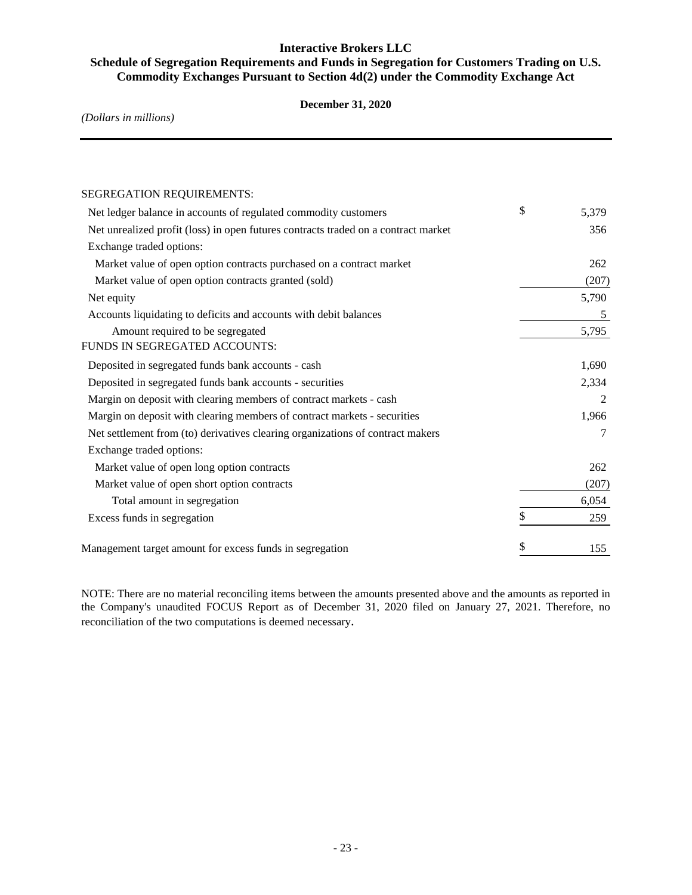**Interactive Brokers LLC**

**Schedule of Segregation Requirements and Funds in Segregation for Customers Trading on U.S. Commodity Exchanges Pursuant to Section 4d(2) under the Commodity Exchange Act**

**December 31, 2020**

*(Dollars in millions)*

| | | |
|---|---|---|
| SEGREGATION REQUIREMENTS: | | |
| Net ledger balance in accounts of regulated commodity customers | $ | 5,379 |
| Net unrealized profit (loss) in open futures contracts traded on a contract market | | 356 |
| Exchange traded options: | | |
| Market value of open option contracts purchased on a contract market | | 262 |
| Market value of open option contracts granted (sold) | | (207) |
| Net equity | | 5,790 |
| Accounts liquidating to deficits and accounts with debit balances | | 5 |
| Amount required to be segregated | | 5,795 |
| FUNDS IN SEGREGATED ACCOUNTS: | | |
| Deposited in segregated funds bank accounts - cash | | 1,690 |
| Deposited in segregated funds bank accounts - securities | | 2,334 |
| Margin on deposit with clearing members of contract markets - cash | | 2 |
| Margin on deposit with clearing members of contract markets - securities | | 1,966 |
| Net settlement from (to) derivatives clearing organizations of contract makers | | 7 |
| Exchange traded options: | | |
| Market value of open long option contracts | | 262 |
| Market value of open short option contracts | | (207) |
| Total amount in segregation | | 6,054 |
| Excess funds in segregation | $ | 259 |
| | | |
| Management target amount for excess funds in segregation | $ | 155 |

NOTE: There are no material reconciling items between the amounts presented above and the amounts as reported in the Company's unaudited FOCUS Report as of December 31, 2020 filed on January 27, 2021. Therefore, no reconciliation of the two computations is deemed necessary.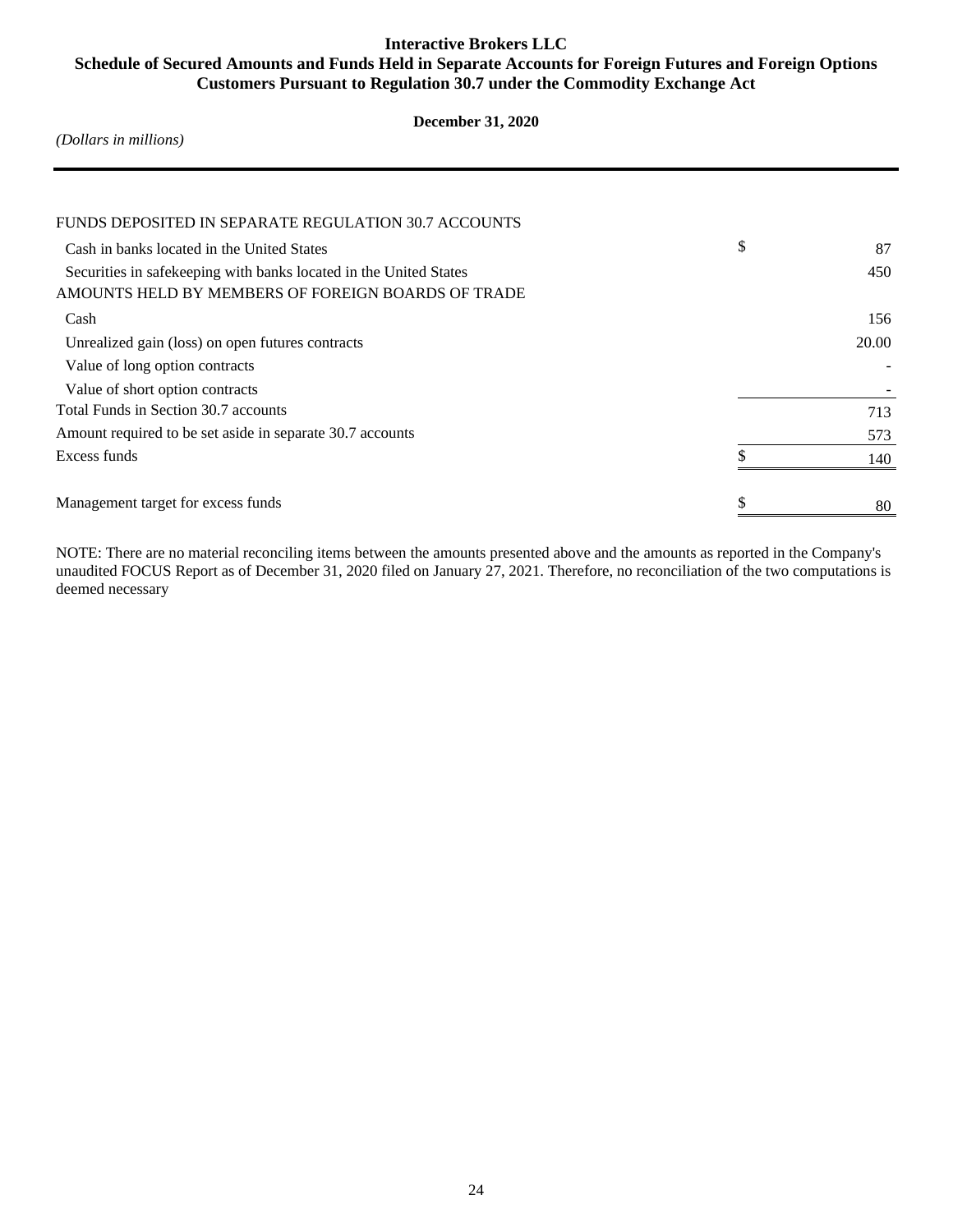# Interactive Brokers LLC
## Schedule of Secured Amounts and Funds Held in Separate Accounts for Foreign Futures and Foreign Options Customers Pursuant to Regulation 30.7 under the Commodity Exchange Act

**December 31, 2020**

*(Dollars in millions)*

| | |
|---|---|
| FUNDS DEPOSITED IN SEPARATE REGULATION 30.7 ACCOUNTS | |
| Cash in banks located in the United States | $ 87 |
| Securities in safekeeping with banks located in the United States | 450 |
| AMOUNTS HELD BY MEMBERS OF FOREIGN BOARDS OF TRADE | |
| Cash | 156 |
| Unrealized gain (loss) on open futures contracts | 20.00 |
| Value of long option contracts | - |
| Value of short option contracts | - |
| Total Funds in Section 30.7 accounts | 713 |
| Amount required to be set aside in separate 30.7 accounts | 573 |
| Excess funds | $ 140 |
| | |
| Management target for excess funds | $ 80 |

NOTE: There are no material reconciling items between the amounts presented above and the amounts as reported in the Company's unaudited FOCUS Report as of December 31, 2020 filed on January 27, 2021. Therefore, no reconciliation of the two computations is deemed necessary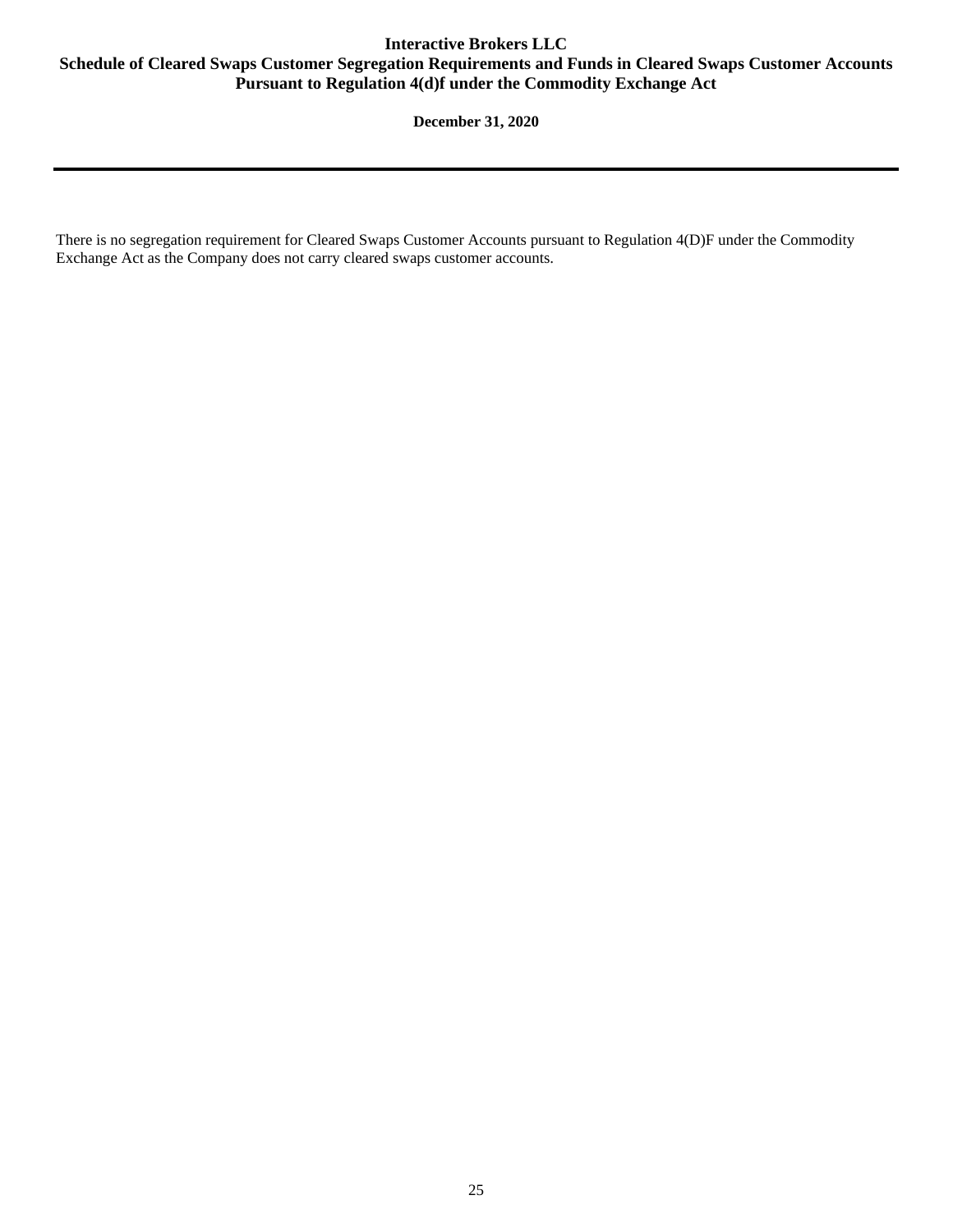# Interactive Brokers LLC

## Schedule of Cleared Swaps Customer Segregation Requirements and Funds in Cleared Swaps Customer Accounts Pursuant to Regulation 4(d)f under the Commodity Exchange Act

**December 31, 2020**

---

There is no segregation requirement for Cleared Swaps Customer Accounts pursuant to Regulation 4(D)F under the Commodity Exchange Act as the Company does not carry cleared swaps customer accounts.